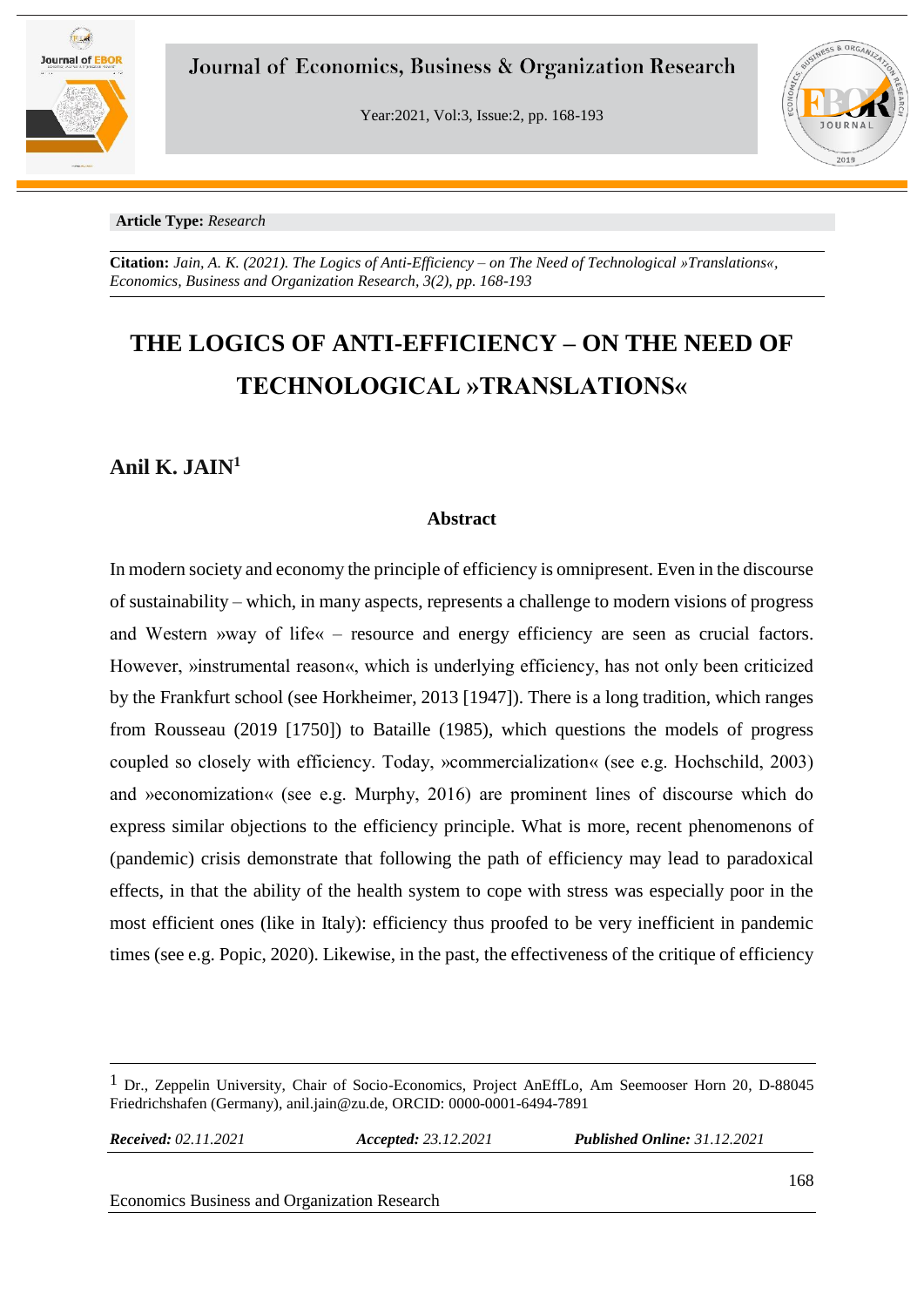**Article Type:** *Research*

**Citation:** *Jain, A. K. (2021). The Logics of Anti-Efficiency – on The Need of Technological »Translations«, Economics, Business and Organization Research, 3(2), pp. 168-193*

# THE LOGICS OF ANTI-EFFICIENCY – ON THE NEED OF TECHNOLOGICAL »TRANSLATIONS«

## Anil K. JAIN[1]

### Abstract

In modern society and economy the principle of efficiency is omnipresent. Even in the discourse of sustainability – which, in many aspects, represents a challenge to modern visions of progress and Western »way of life« – resource and energy efficiency are seen as crucial factors. However, »instrumental reason«, which is underlying efficiency, has not only been criticized by the Frankfurt school (see Horkheimer, 2013 [1947]). There is a long tradition, which ranges from Rousseau (2019 [1750]) to Bataille (1985), which questions the models of progress coupled so closely with efficiency. Today, »commercialization« (see e.g. Hochschild, 2003) and »economization« (see e.g. Murphy, 2016) are prominent lines of discourse which do express similar objections to the efficiency principle. What is more, recent phenomenons of (pandemic) crisis demonstrate that following the path of efficiency may lead to paradoxical effects, in that the ability of the health system to cope with stress was especially poor in the most efficient ones (like in Italy): efficiency thus proofed to be very inefficient in pandemic times (see e.g. Popic, 2020). Likewise, in the past, the effectiveness of the critique of efficiency

---

[1] Dr., Zeppelin University, Chair of Socio-Economics, Project AnEffLo, Am Seemooser Horn 20, D-88045 Friedrichshafen (Germany), anil.jain@zu.de, ORCID: 0000-0001-6494-7891

***Received:*** *02.11.2021* ***Accepted:*** *23.12.2021* ***Published Online:*** *31.12.2021*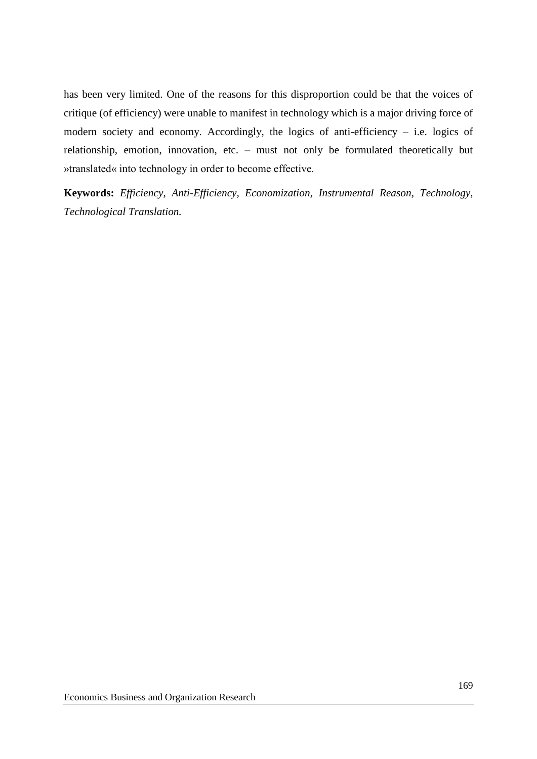has been very limited. One of the reasons for this disproportion could be that the voices of critique (of efficiency) were unable to manifest in technology which is a major driving force of modern society and economy. Accordingly, the logics of anti-efficiency – i.e. logics of relationship, emotion, innovation, etc. – must not only be formulated theoretically but »translated« into technology in order to become effective.

**Keywords:** *Efficiency, Anti-Efficiency, Economization, Instrumental Reason, Technology, Technological Translation.*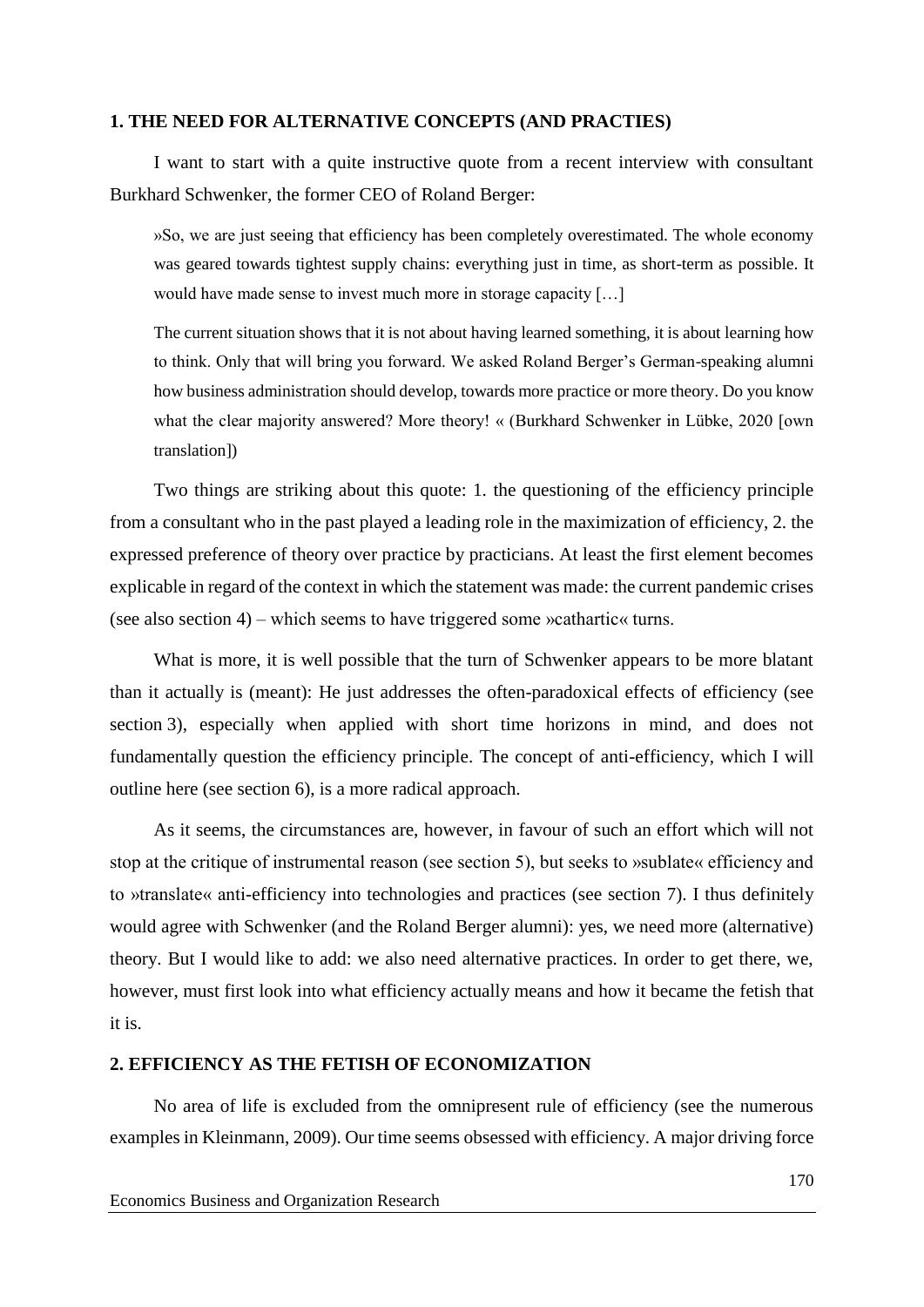## 1. THE NEED FOR ALTERNATIVE CONCEPTS (AND PRACTIES)

I want to start with a quite instructive quote from a recent interview with consultant Burkhard Schwenker, the former CEO of Roland Berger:

> »So, we are just seeing that efficiency has been completely overestimated. The whole economy was geared towards tightest supply chains: everything just in time, as short-term as possible. It would have made sense to invest much more in storage capacity […]
>
> The current situation shows that it is not about having learned something, it is about learning how to think. Only that will bring you forward. We asked Roland Berger's German-speaking alumni how business administration should develop, towards more practice or more theory. Do you know what the clear majority answered? More theory! « (Burkhard Schwenker in Lübke, 2020 [own translation])

Two things are striking about this quote: 1. the questioning of the efficiency principle from a consultant who in the past played a leading role in the maximization of efficiency, 2. the expressed preference of theory over practice by practicians. At least the first element becomes explicable in regard of the context in which the statement was made: the current pandemic crises (see also section 4) – which seems to have triggered some »cathartic« turns.

What is more, it is well possible that the turn of Schwenker appears to be more blatant than it actually is (meant): He just addresses the often-paradoxical effects of efficiency (see section 3), especially when applied with short time horizons in mind, and does not fundamentally question the efficiency principle. The concept of anti-efficiency, which I will outline here (see section 6), is a more radical approach.

As it seems, the circumstances are, however, in favour of such an effort which will not stop at the critique of instrumental reason (see section 5), but seeks to »sublate« efficiency and to »translate« anti-efficiency into technologies and practices (see section 7). I thus definitely would agree with Schwenker (and the Roland Berger alumni): yes, we need more (alternative) theory. But I would like to add: we also need alternative practices. In order to get there, we, however, must first look into what efficiency actually means and how it became the fetish that it is.

## 2. EFFICIENCY AS THE FETISH OF ECONOMIZATION

No area of life is excluded from the omnipresent rule of efficiency (see the numerous examples in Kleinmann, 2009). Our time seems obsessed with efficiency. A major driving force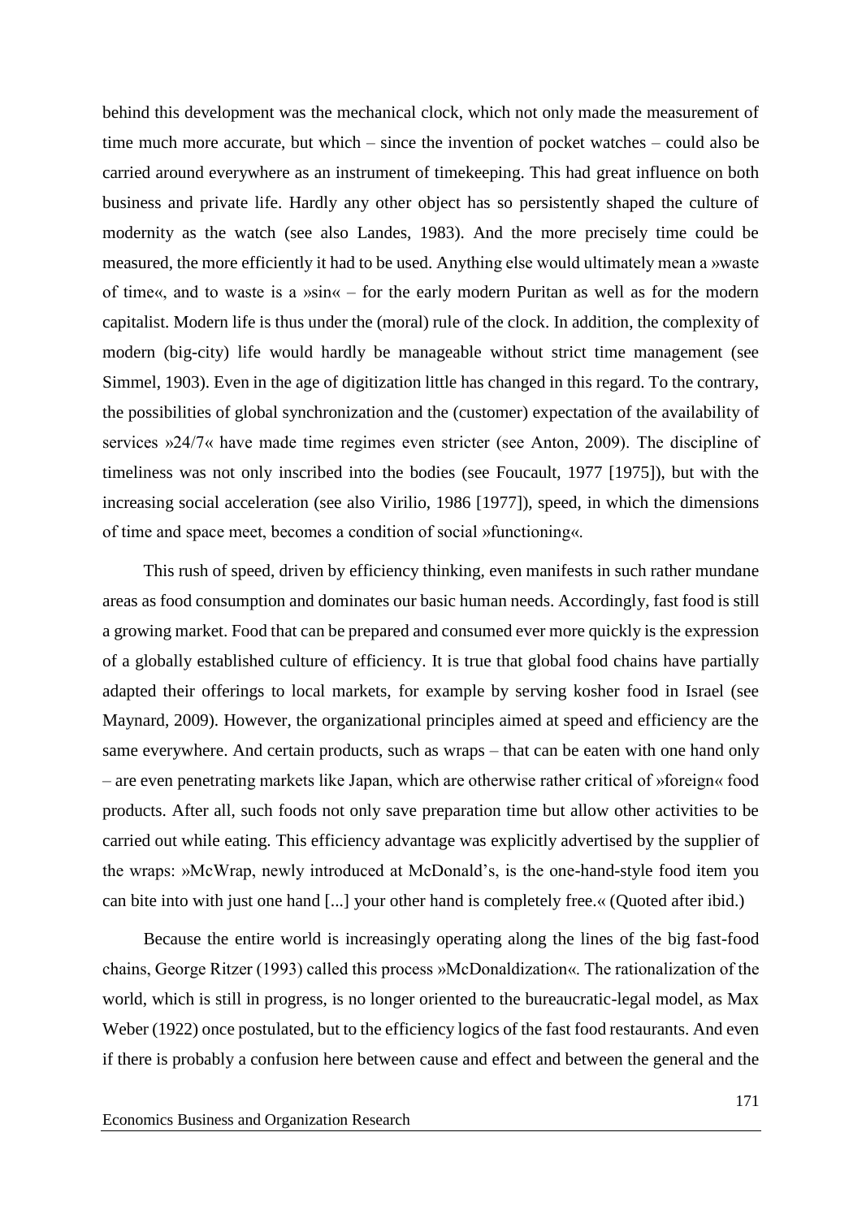behind this development was the mechanical clock, which not only made the measurement of time much more accurate, but which – since the invention of pocket watches – could also be carried around everywhere as an instrument of timekeeping. This had great influence on both business and private life. Hardly any other object has so persistently shaped the culture of modernity as the watch (see also Landes, 1983). And the more precisely time could be measured, the more efficiently it had to be used. Anything else would ultimately mean a »waste of time«, and to waste is a »sin« – for the early modern Puritan as well as for the modern capitalist. Modern life is thus under the (moral) rule of the clock. In addition, the complexity of modern (big-city) life would hardly be manageable without strict time management (see Simmel, 1903). Even in the age of digitization little has changed in this regard. To the contrary, the possibilities of global synchronization and the (customer) expectation of the availability of services »24/7« have made time regimes even stricter (see Anton, 2009). The discipline of timeliness was not only inscribed into the bodies (see Foucault, 1977 [1975]), but with the increasing social acceleration (see also Virilio, 1986 [1977]), speed, in which the dimensions of time and space meet, becomes a condition of social »functioning«.

This rush of speed, driven by efficiency thinking, even manifests in such rather mundane areas as food consumption and dominates our basic human needs. Accordingly, fast food is still a growing market. Food that can be prepared and consumed ever more quickly is the expression of a globally established culture of efficiency. It is true that global food chains have partially adapted their offerings to local markets, for example by serving kosher food in Israel (see Maynard, 2009). However, the organizational principles aimed at speed and efficiency are the same everywhere. And certain products, such as wraps – that can be eaten with one hand only – are even penetrating markets like Japan, which are otherwise rather critical of »foreign« food products. After all, such foods not only save preparation time but allow other activities to be carried out while eating. This efficiency advantage was explicitly advertised by the supplier of the wraps: »McWrap, newly introduced at McDonald's, is the one-hand-style food item you can bite into with just one hand [...] your other hand is completely free.« (Quoted after ibid.)

Because the entire world is increasingly operating along the lines of the big fast-food chains, George Ritzer (1993) called this process »McDonaldization«. The rationalization of the world, which is still in progress, is no longer oriented to the bureaucratic-legal model, as Max Weber (1922) once postulated, but to the efficiency logics of the fast food restaurants. And even if there is probably a confusion here between cause and effect and between the general and the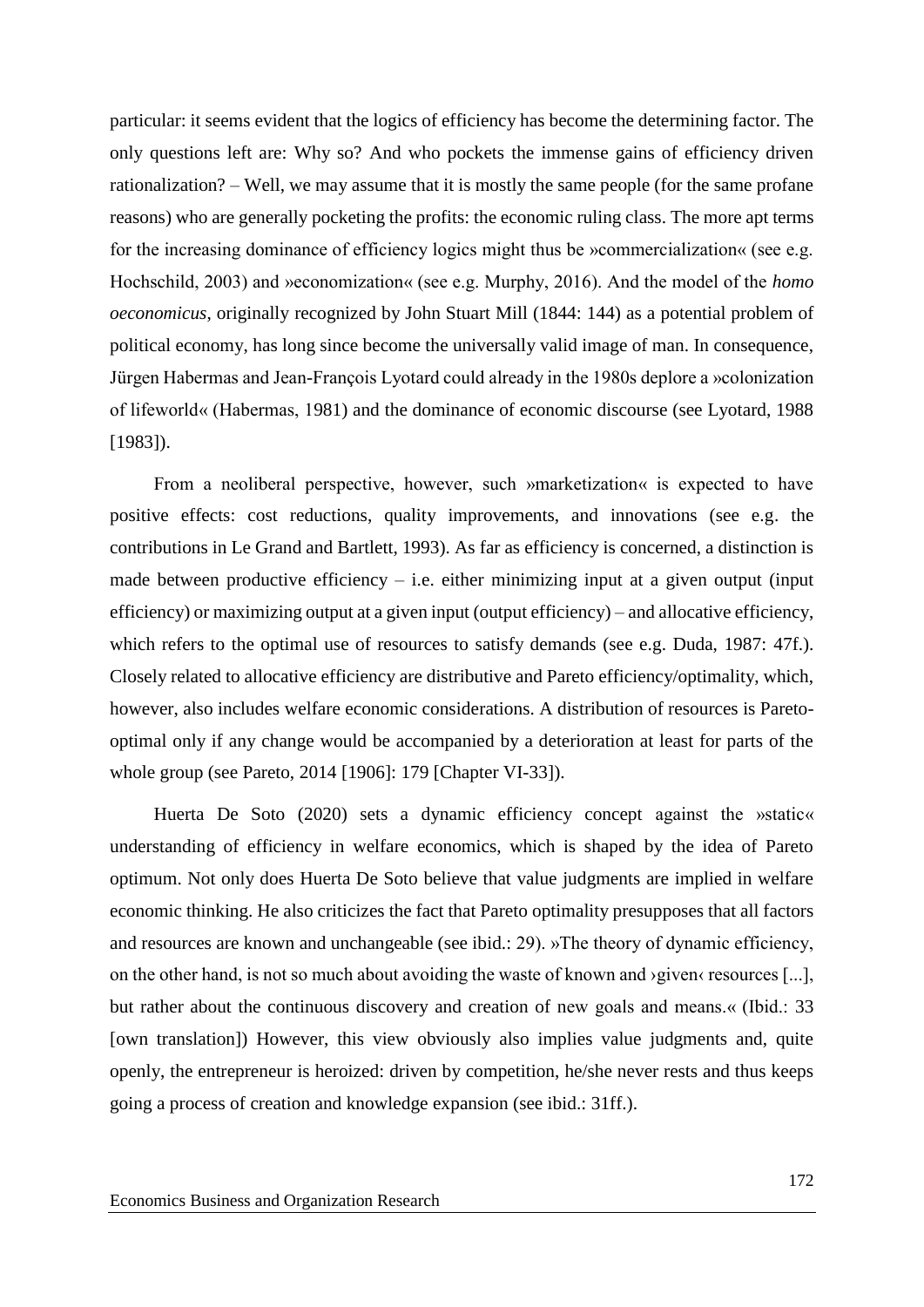particular: it seems evident that the logics of efficiency has become the determining factor. The only questions left are: Why so? And who pockets the immense gains of efficiency driven rationalization? – Well, we may assume that it is mostly the same people (for the same profane reasons) who are generally pocketing the profits: the economic ruling class. The more apt terms for the increasing dominance of efficiency logics might thus be »commercialization« (see e.g. Hochschild, 2003) and »economization« (see e.g. Murphy, 2016). And the model of the *homo oeconomicus*, originally recognized by John Stuart Mill (1844: 144) as a potential problem of political economy, has long since become the universally valid image of man. In consequence, Jürgen Habermas and Jean-François Lyotard could already in the 1980s deplore a »colonization of lifeworld« (Habermas, 1981) and the dominance of economic discourse (see Lyotard, 1988 [1983]).

From a neoliberal perspective, however, such »marketization« is expected to have positive effects: cost reductions, quality improvements, and innovations (see e.g. the contributions in Le Grand and Bartlett, 1993). As far as efficiency is concerned, a distinction is made between productive efficiency – i.e. either minimizing input at a given output (input efficiency) or maximizing output at a given input (output efficiency) – and allocative efficiency, which refers to the optimal use of resources to satisfy demands (see e.g. Duda, 1987: 47f.). Closely related to allocative efficiency are distributive and Pareto efficiency/optimality, which, however, also includes welfare economic considerations. A distribution of resources is Pareto-optimal only if any change would be accompanied by a deterioration at least for parts of the whole group (see Pareto, 2014 [1906]: 179 [Chapter VI-33]).

Huerta De Soto (2020) sets a dynamic efficiency concept against the »static« understanding of efficiency in welfare economics, which is shaped by the idea of Pareto optimum. Not only does Huerta De Soto believe that value judgments are implied in welfare economic thinking. He also criticizes the fact that Pareto optimality presupposes that all factors and resources are known and unchangeable (see ibid.: 29). »The theory of dynamic efficiency, on the other hand, is not so much about avoiding the waste of known and ›given‹ resources [...], but rather about the continuous discovery and creation of new goals and means.« (Ibid.: 33 [own translation]) However, this view obviously also implies value judgments and, quite openly, the entrepreneur is heroized: driven by competition, he/she never rests and thus keeps going a process of creation and knowledge expansion (see ibid.: 31ff.).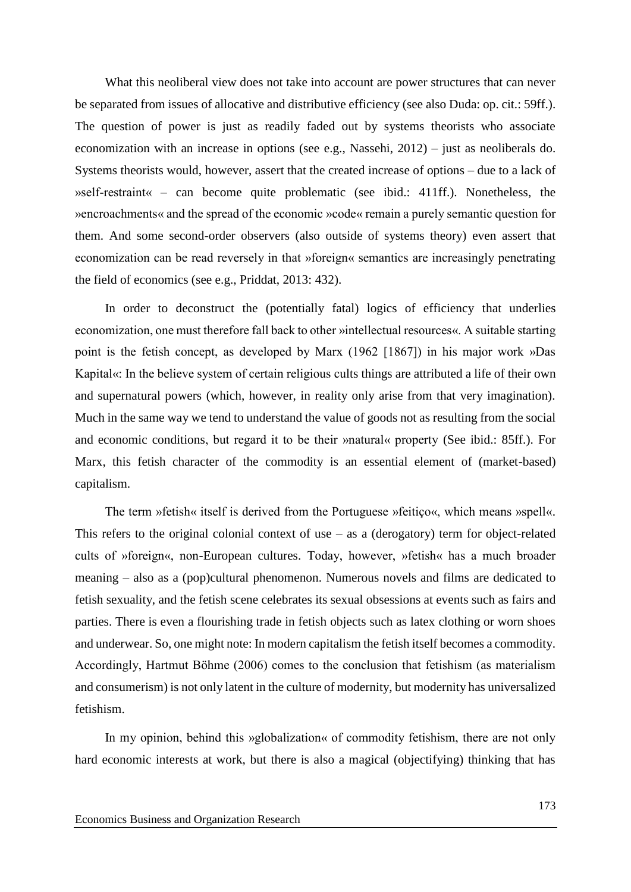What this neoliberal view does not take into account are power structures that can never be separated from issues of allocative and distributive efficiency (see also Duda: op. cit.: 59ff.). The question of power is just as readily faded out by systems theorists who associate economization with an increase in options (see e.g., Nassehi, 2012) – just as neoliberals do. Systems theorists would, however, assert that the created increase of options – due to a lack of »self-restraint« – can become quite problematic (see ibid.: 411ff.). Nonetheless, the »encroachments« and the spread of the economic »code« remain a purely semantic question for them. And some second-order observers (also outside of systems theory) even assert that economization can be read reversely in that »foreign« semantics are increasingly penetrating the field of economics (see e.g., Priddat, 2013: 432).

In order to deconstruct the (potentially fatal) logics of efficiency that underlies economization, one must therefore fall back to other »intellectual resources«. A suitable starting point is the fetish concept, as developed by Marx (1962 [1867]) in his major work »Das Kapital«: In the believe system of certain religious cults things are attributed a life of their own and supernatural powers (which, however, in reality only arise from that very imagination). Much in the same way we tend to understand the value of goods not as resulting from the social and economic conditions, but regard it to be their »natural« property (See ibid.: 85ff.). For Marx, this fetish character of the commodity is an essential element of (market-based) capitalism.

The term »fetish« itself is derived from the Portuguese »feitiço«, which means »spell«. This refers to the original colonial context of use – as a (derogatory) term for object-related cults of »foreign«, non-European cultures. Today, however, »fetish« has a much broader meaning – also as a (pop)cultural phenomenon. Numerous novels and films are dedicated to fetish sexuality, and the fetish scene celebrates its sexual obsessions at events such as fairs and parties. There is even a flourishing trade in fetish objects such as latex clothing or worn shoes and underwear. So, one might note: In modern capitalism the fetish itself becomes a commodity. Accordingly, Hartmut Böhme (2006) comes to the conclusion that fetishism (as materialism and consumerism) is not only latent in the culture of modernity, but modernity has universalized fetishism.

In my opinion, behind this »globalization« of commodity fetishism, there are not only hard economic interests at work, but there is also a magical (objectifying) thinking that has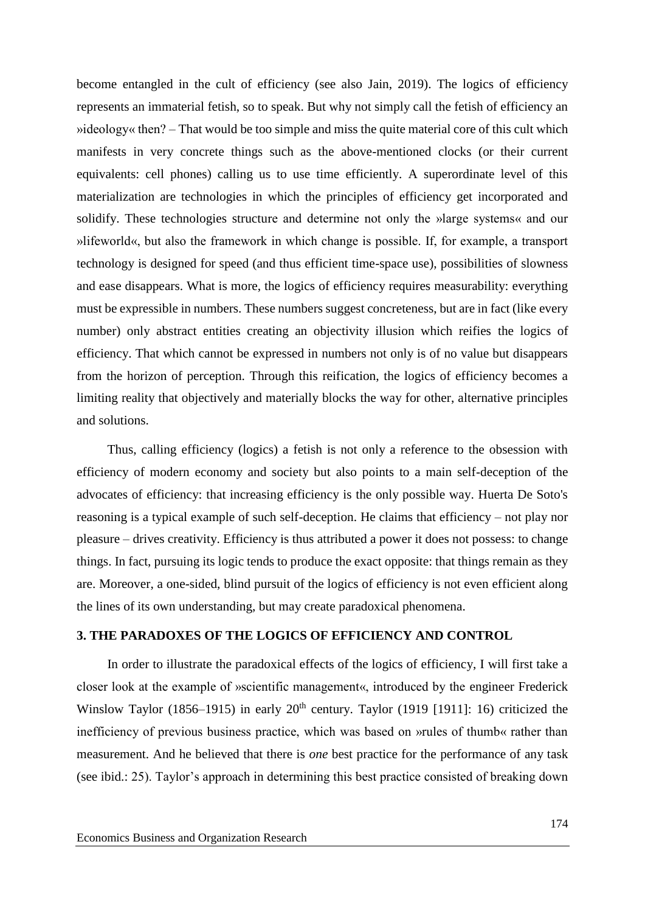become entangled in the cult of efficiency (see also Jain, 2019). The logics of efficiency represents an immaterial fetish, so to speak. But why not simply call the fetish of efficiency an »ideology« then? – That would be too simple and miss the quite material core of this cult which manifests in very concrete things such as the above-mentioned clocks (or their current equivalents: cell phones) calling us to use time efficiently. A superordinate level of this materialization are technologies in which the principles of efficiency get incorporated and solidify. These technologies structure and determine not only the »large systems« and our »lifeworld«, but also the framework in which change is possible. If, for example, a transport technology is designed for speed (and thus efficient time-space use), possibilities of slowness and ease disappears. What is more, the logics of efficiency requires measurability: everything must be expressible in numbers. These numbers suggest concreteness, but are in fact (like every number) only abstract entities creating an objectivity illusion which reifies the logics of efficiency. That which cannot be expressed in numbers not only is of no value but disappears from the horizon of perception. Through this reification, the logics of efficiency becomes a limiting reality that objectively and materially blocks the way for other, alternative principles and solutions.

Thus, calling efficiency (logics) a fetish is not only a reference to the obsession with efficiency of modern economy and society but also points to a main self-deception of the advocates of efficiency: that increasing efficiency is the only possible way. Huerta De Soto's reasoning is a typical example of such self-deception. He claims that efficiency – not play nor pleasure – drives creativity. Efficiency is thus attributed a power it does not possess: to change things. In fact, pursuing its logic tends to produce the exact opposite: that things remain as they are. Moreover, a one-sided, blind pursuit of the logics of efficiency is not even efficient along the lines of its own understanding, but may create paradoxical phenomena.

## 3. THE PARADOXES OF THE LOGICS OF EFFICIENCY AND CONTROL

In order to illustrate the paradoxical effects of the logics of efficiency, I will first take a closer look at the example of »scientific management«, introduced by the engineer Frederick Winslow Taylor (1856–1915) in early 20th century. Taylor (1919 [1911]: 16) criticized the inefficiency of previous business practice, which was based on »rules of thumb« rather than measurement. And he believed that there is *one* best practice for the performance of any task (see ibid.: 25). Taylor's approach in determining this best practice consisted of breaking down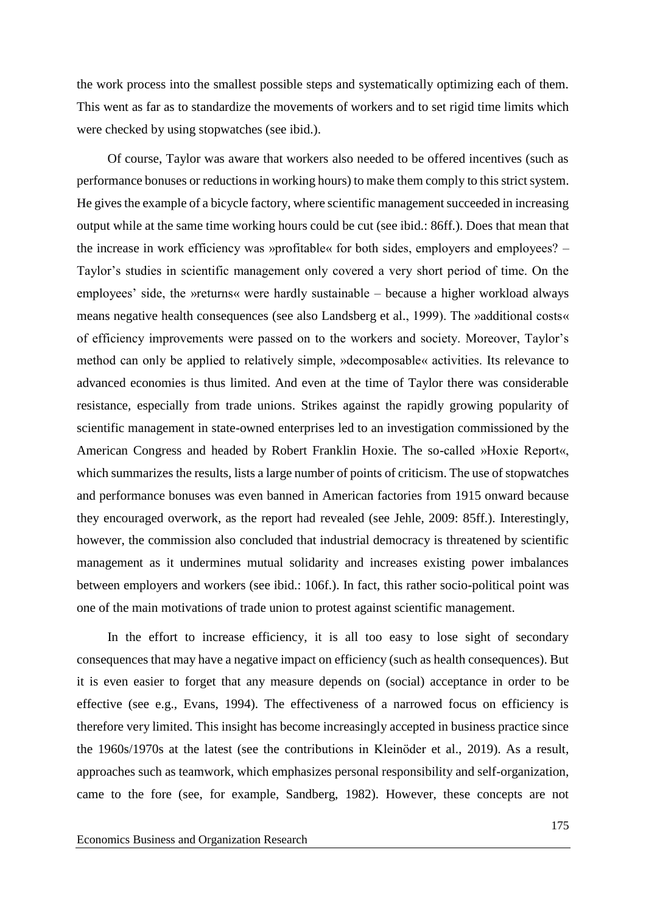the work process into the smallest possible steps and systematically optimizing each of them. This went as far as to standardize the movements of workers and to set rigid time limits which were checked by using stopwatches (see ibid.).

Of course, Taylor was aware that workers also needed to be offered incentives (such as performance bonuses or reductions in working hours) to make them comply to this strict system. He gives the example of a bicycle factory, where scientific management succeeded in increasing output while at the same time working hours could be cut (see ibid.: 86ff.). Does that mean that the increase in work efficiency was »profitable« for both sides, employers and employees? – Taylor's studies in scientific management only covered a very short period of time. On the employees' side, the »returns« were hardly sustainable – because a higher workload always means negative health consequences (see also Landsberg et al., 1999). The »additional costs« of efficiency improvements were passed on to the workers and society. Moreover, Taylor's method can only be applied to relatively simple, »decomposable« activities. Its relevance to advanced economies is thus limited. And even at the time of Taylor there was considerable resistance, especially from trade unions. Strikes against the rapidly growing popularity of scientific management in state-owned enterprises led to an investigation commissioned by the American Congress and headed by Robert Franklin Hoxie. The so-called »Hoxie Report«, which summarizes the results, lists a large number of points of criticism. The use of stopwatches and performance bonuses was even banned in American factories from 1915 onward because they encouraged overwork, as the report had revealed (see Jehle, 2009: 85ff.). Interestingly, however, the commission also concluded that industrial democracy is threatened by scientific management as it undermines mutual solidarity and increases existing power imbalances between employers and workers (see ibid.: 106f.). In fact, this rather socio-political point was one of the main motivations of trade union to protest against scientific management.

In the effort to increase efficiency, it is all too easy to lose sight of secondary consequences that may have a negative impact on efficiency (such as health consequences). But it is even easier to forget that any measure depends on (social) acceptance in order to be effective (see e.g., Evans, 1994). The effectiveness of a narrowed focus on efficiency is therefore very limited. This insight has become increasingly accepted in business practice since the 1960s/1970s at the latest (see the contributions in Kleinöder et al., 2019). As a result, approaches such as teamwork, which emphasizes personal responsibility and self-organization, came to the fore (see, for example, Sandberg, 1982). However, these concepts are not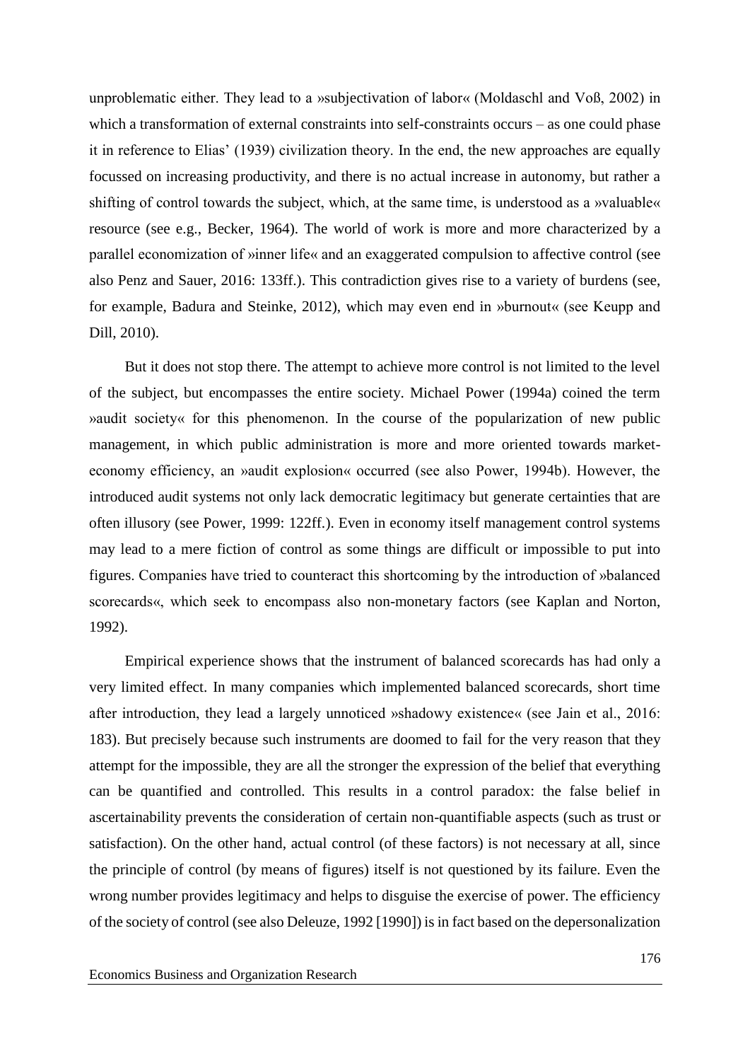unproblematic either. They lead to a »subjectivation of labor« (Moldaschl and Voß, 2002) in which a transformation of external constraints into self-constraints occurs – as one could phase it in reference to Elias' (1939) civilization theory. In the end, the new approaches are equally focussed on increasing productivity, and there is no actual increase in autonomy, but rather a shifting of control towards the subject, which, at the same time, is understood as a »valuable« resource (see e.g., Becker, 1964). The world of work is more and more characterized by a parallel economization of »inner life« and an exaggerated compulsion to affective control (see also Penz and Sauer, 2016: 133ff.). This contradiction gives rise to a variety of burdens (see, for example, Badura and Steinke, 2012), which may even end in »burnout« (see Keupp and Dill, 2010).

But it does not stop there. The attempt to achieve more control is not limited to the level of the subject, but encompasses the entire society. Michael Power (1994a) coined the term »audit society« for this phenomenon. In the course of the popularization of new public management, in which public administration is more and more oriented towards market-economy efficiency, an »audit explosion« occurred (see also Power, 1994b). However, the introduced audit systems not only lack democratic legitimacy but generate certainties that are often illusory (see Power, 1999: 122ff.). Even in economy itself management control systems may lead to a mere fiction of control as some things are difficult or impossible to put into figures. Companies have tried to counteract this shortcoming by the introduction of »balanced scorecards«, which seek to encompass also non-monetary factors (see Kaplan and Norton, 1992).

Empirical experience shows that the instrument of balanced scorecards has had only a very limited effect. In many companies which implemented balanced scorecards, short time after introduction, they lead a largely unnoticed »shadowy existence« (see Jain et al., 2016: 183). But precisely because such instruments are doomed to fail for the very reason that they attempt for the impossible, they are all the stronger the expression of the belief that everything can be quantified and controlled. This results in a control paradox: the false belief in ascertainability prevents the consideration of certain non-quantifiable aspects (such as trust or satisfaction). On the other hand, actual control (of these factors) is not necessary at all, since the principle of control (by means of figures) itself is not questioned by its failure. Even the wrong number provides legitimacy and helps to disguise the exercise of power. The efficiency of the society of control (see also Deleuze, 1992 [1990]) is in fact based on the depersonalization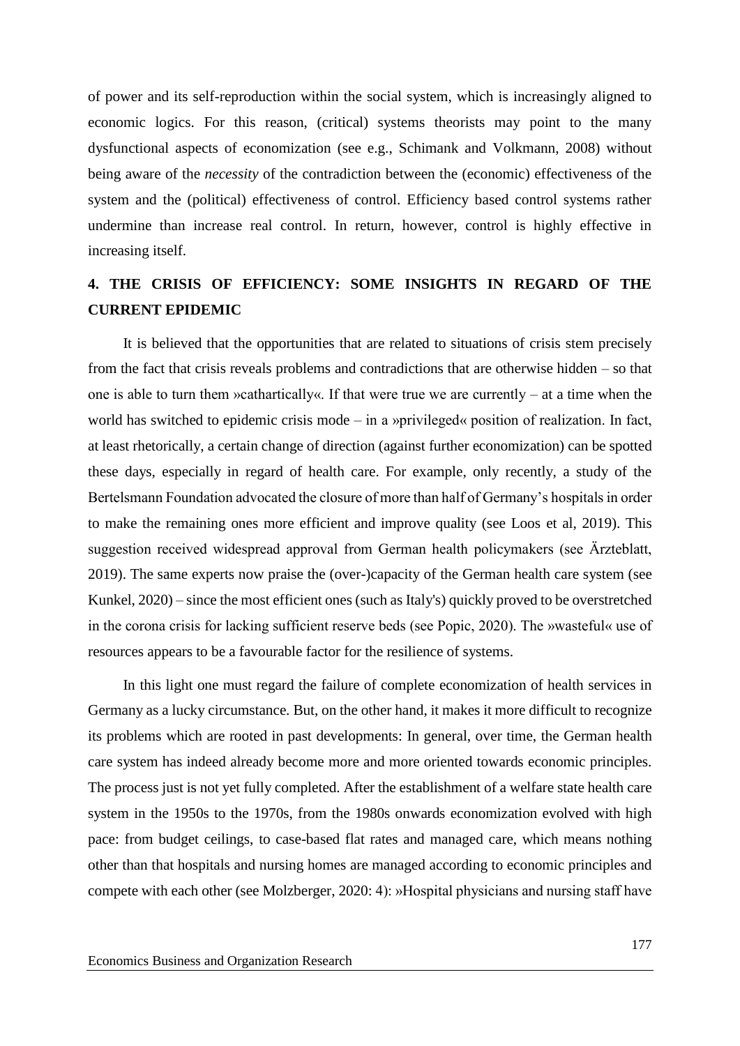of power and its self-reproduction within the social system, which is increasingly aligned to economic logics. For this reason, (critical) systems theorists may point to the many dysfunctional aspects of economization (see e.g., Schimank and Volkmann, 2008) without being aware of the *necessity* of the contradiction between the (economic) effectiveness of the system and the (political) effectiveness of control. Efficiency based control systems rather undermine than increase real control. In return, however, control is highly effective in increasing itself.

## 4. THE CRISIS OF EFFICIENCY: SOME INSIGHTS IN REGARD OF THE CURRENT EPIDEMIC

It is believed that the opportunities that are related to situations of crisis stem precisely from the fact that crisis reveals problems and contradictions that are otherwise hidden – so that one is able to turn them »cathartically«. If that were true we are currently – at a time when the world has switched to epidemic crisis mode – in a »privileged« position of realization. In fact, at least rhetorically, a certain change of direction (against further economization) can be spotted these days, especially in regard of health care. For example, only recently, a study of the Bertelsmann Foundation advocated the closure of more than half of Germany's hospitals in order to make the remaining ones more efficient and improve quality (see Loos et al, 2019). This suggestion received widespread approval from German health policymakers (see Ärzteblatt, 2019). The same experts now praise the (over-)capacity of the German health care system (see Kunkel, 2020) – since the most efficient ones (such as Italy's) quickly proved to be overstretched in the corona crisis for lacking sufficient reserve beds (see Popic, 2020). The »wasteful« use of resources appears to be a favourable factor for the resilience of systems.

In this light one must regard the failure of complete economization of health services in Germany as a lucky circumstance. But, on the other hand, it makes it more difficult to recognize its problems which are rooted in past developments: In general, over time, the German health care system has indeed already become more and more oriented towards economic principles. The process just is not yet fully completed. After the establishment of a welfare state health care system in the 1950s to the 1970s, from the 1980s onwards economization evolved with high pace: from budget ceilings, to case-based flat rates and managed care, which means nothing other than that hospitals and nursing homes are managed according to economic principles and compete with each other (see Molzberger, 2020: 4): »Hospital physicians and nursing staff have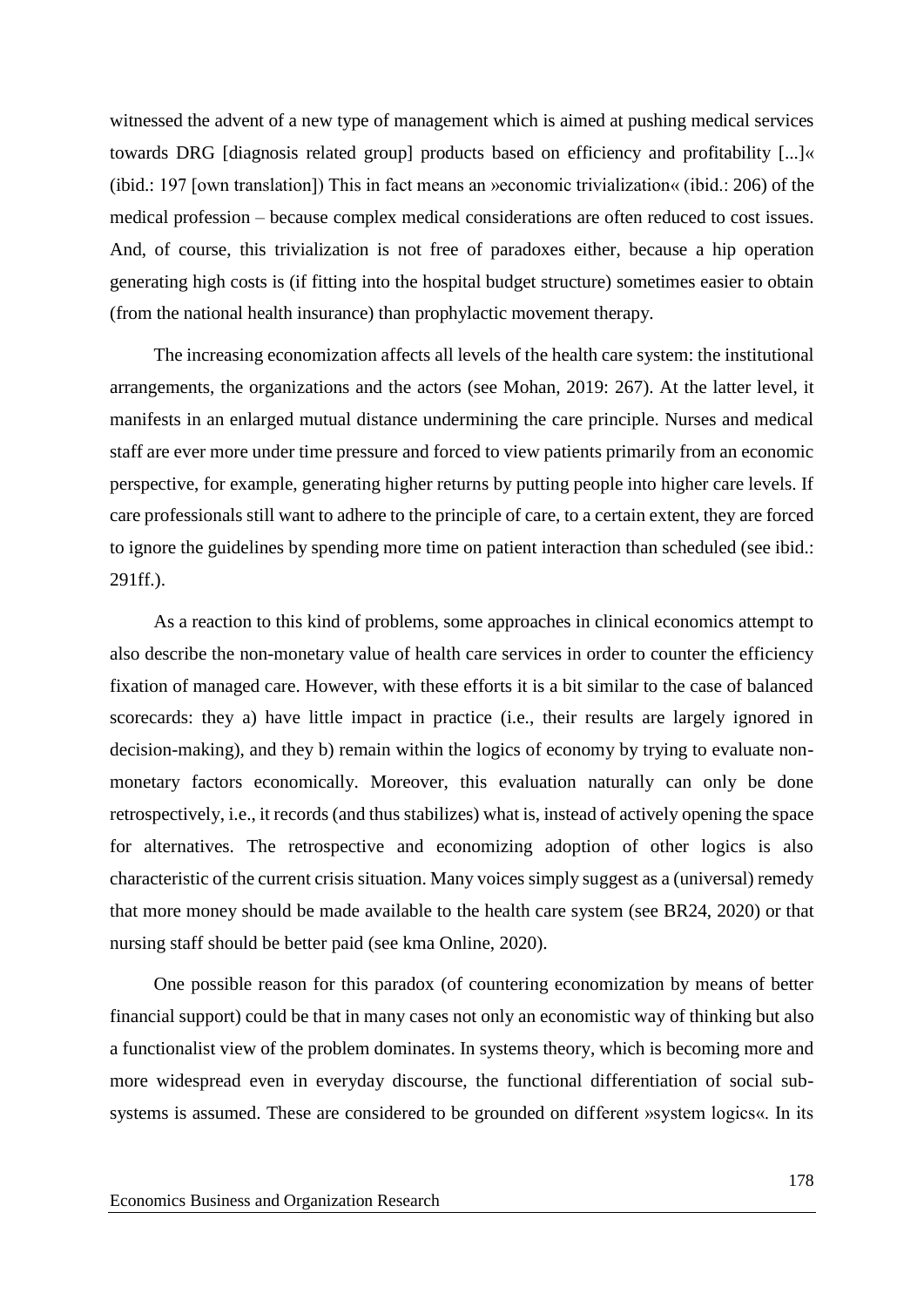witnessed the advent of a new type of management which is aimed at pushing medical services towards DRG [diagnosis related group] products based on efficiency and profitability [...]« (ibid.: 197 [own translation]) This in fact means an »economic trivialization« (ibid.: 206) of the medical profession – because complex medical considerations are often reduced to cost issues. And, of course, this trivialization is not free of paradoxes either, because a hip operation generating high costs is (if fitting into the hospital budget structure) sometimes easier to obtain (from the national health insurance) than prophylactic movement therapy.

The increasing economization affects all levels of the health care system: the institutional arrangements, the organizations and the actors (see Mohan, 2019: 267). At the latter level, it manifests in an enlarged mutual distance undermining the care principle. Nurses and medical staff are ever more under time pressure and forced to view patients primarily from an economic perspective, for example, generating higher returns by putting people into higher care levels. If care professionals still want to adhere to the principle of care, to a certain extent, they are forced to ignore the guidelines by spending more time on patient interaction than scheduled (see ibid.: 291ff.).

As a reaction to this kind of problems, some approaches in clinical economics attempt to also describe the non-monetary value of health care services in order to counter the efficiency fixation of managed care. However, with these efforts it is a bit similar to the case of balanced scorecards: they a) have little impact in practice (i.e., their results are largely ignored in decision-making), and they b) remain within the logics of economy by trying to evaluate non-monetary factors economically. Moreover, this evaluation naturally can only be done retrospectively, i.e., it records (and thus stabilizes) what is, instead of actively opening the space for alternatives. The retrospective and economizing adoption of other logics is also characteristic of the current crisis situation. Many voices simply suggest as a (universal) remedy that more money should be made available to the health care system (see BR24, 2020) or that nursing staff should be better paid (see kma Online, 2020).

One possible reason for this paradox (of countering economization by means of better financial support) could be that in many cases not only an economistic way of thinking but also a functionalist view of the problem dominates. In systems theory, which is becoming more and more widespread even in everyday discourse, the functional differentiation of social sub-systems is assumed. These are considered to be grounded on different »system logics«. In its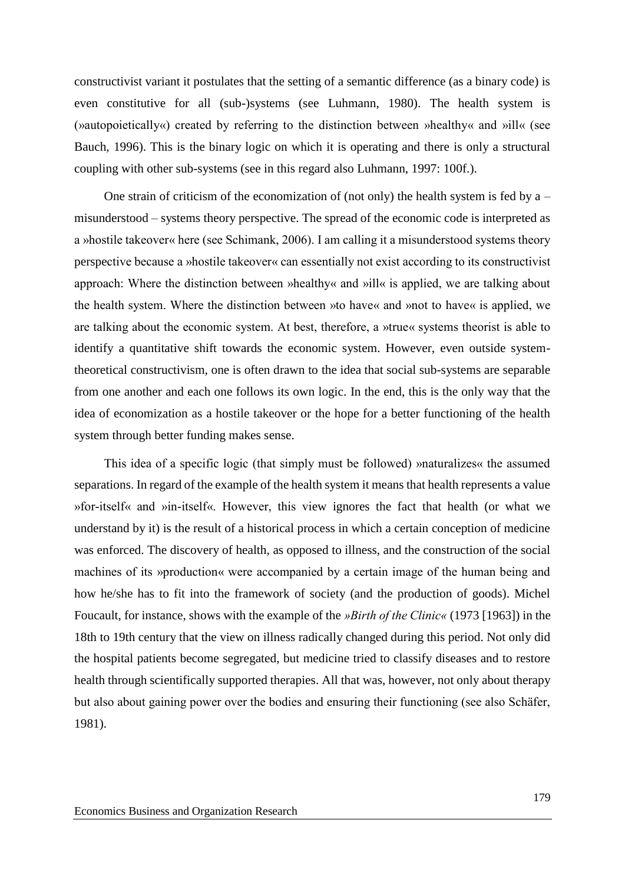constructivist variant it postulates that the setting of a semantic difference (as a binary code) is even constitutive for all (sub-)systems (see Luhmann, 1980). The health system is (»autopoietically«) created by referring to the distinction between »healthy« and »ill« (see Bauch, 1996). This is the binary logic on which it is operating and there is only a structural coupling with other sub-systems (see in this regard also Luhmann, 1997: 100f.).

One strain of criticism of the economization of (not only) the health system is fed by a – misunderstood – systems theory perspective. The spread of the economic code is interpreted as a »hostile takeover« here (see Schimank, 2006). I am calling it a misunderstood systems theory perspective because a »hostile takeover« can essentially not exist according to its constructivist approach: Where the distinction between »healthy« and »ill« is applied, we are talking about the health system. Where the distinction between »to have« and »not to have« is applied, we are talking about the economic system. At best, therefore, a »true« systems theorist is able to identify a quantitative shift towards the economic system. However, even outside system-theoretical constructivism, one is often drawn to the idea that social sub-systems are separable from one another and each one follows its own logic. In the end, this is the only way that the idea of economization as a hostile takeover or the hope for a better functioning of the health system through better funding makes sense.

This idea of a specific logic (that simply must be followed) »naturalizes« the assumed separations. In regard of the example of the health system it means that health represents a value »for-itself« and »in-itself«. However, this view ignores the fact that health (or what we understand by it) is the result of a historical process in which a certain conception of medicine was enforced. The discovery of health, as opposed to illness, and the construction of the social machines of its »production« were accompanied by a certain image of the human being and how he/she has to fit into the framework of society (and the production of goods). Michel Foucault, for instance, shows with the example of the *»Birth of the Clinic«* (1973 [1963]) in the 18th to 19th century that the view on illness radically changed during this period. Not only did the hospital patients become segregated, but medicine tried to classify diseases and to restore health through scientifically supported therapies. All that was, however, not only about therapy but also about gaining power over the bodies and ensuring their functioning (see also Schäfer, 1981).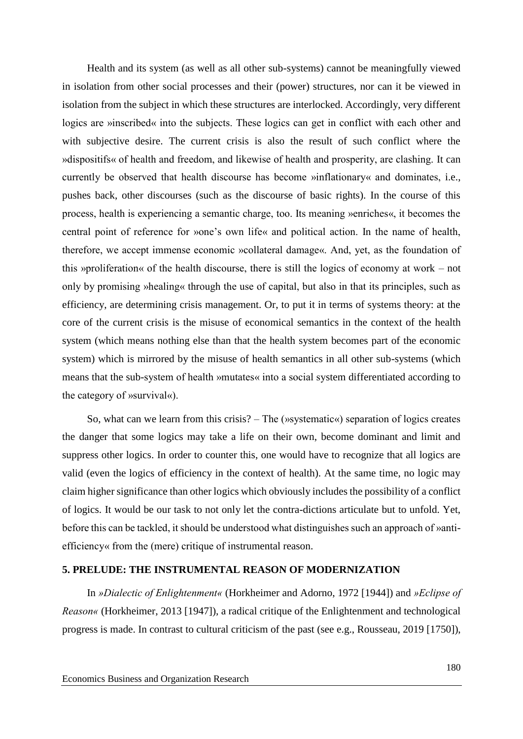Health and its system (as well as all other sub-systems) cannot be meaningfully viewed in isolation from other social processes and their (power) structures, nor can it be viewed in isolation from the subject in which these structures are interlocked. Accordingly, very different logics are »inscribed« into the subjects. These logics can get in conflict with each other and with subjective desire. The current crisis is also the result of such conflict where the »dispositifs« of health and freedom, and likewise of health and prosperity, are clashing. It can currently be observed that health discourse has become »inflationary« and dominates, i.e., pushes back, other discourses (such as the discourse of basic rights). In the course of this process, health is experiencing a semantic charge, too. Its meaning »enriches«, it becomes the central point of reference for »one's own life« and political action. In the name of health, therefore, we accept immense economic »collateral damage«. And, yet, as the foundation of this »proliferation« of the health discourse, there is still the logics of economy at work – not only by promising »healing« through the use of capital, but also in that its principles, such as efficiency, are determining crisis management. Or, to put it in terms of systems theory: at the core of the current crisis is the misuse of economical semantics in the context of the health system (which means nothing else than that the health system becomes part of the economic system) which is mirrored by the misuse of health semantics in all other sub-systems (which means that the sub-system of health »mutates« into a social system differentiated according to the category of »survival«).

So, what can we learn from this crisis? – The (»systematic«) separation of logics creates the danger that some logics may take a life on their own, become dominant and limit and suppress other logics. In order to counter this, one would have to recognize that all logics are valid (even the logics of efficiency in the context of health). At the same time, no logic may claim higher significance than other logics which obviously includes the possibility of a conflict of logics. It would be our task to not only let the contra-dictions articulate but to unfold. Yet, before this can be tackled, it should be understood what distinguishes such an approach of »anti-efficiency« from the (mere) critique of instrumental reason.

## 5. PRELUDE: THE INSTRUMENTAL REASON OF MODERNIZATION

In *»Dialectic of Enlightenment«* (Horkheimer and Adorno, 1972 [1944]) and *»Eclipse of Reason«* (Horkheimer, 2013 [1947]), a radical critique of the Enlightenment and technological progress is made. In contrast to cultural criticism of the past (see e.g., Rousseau, 2019 [1750]),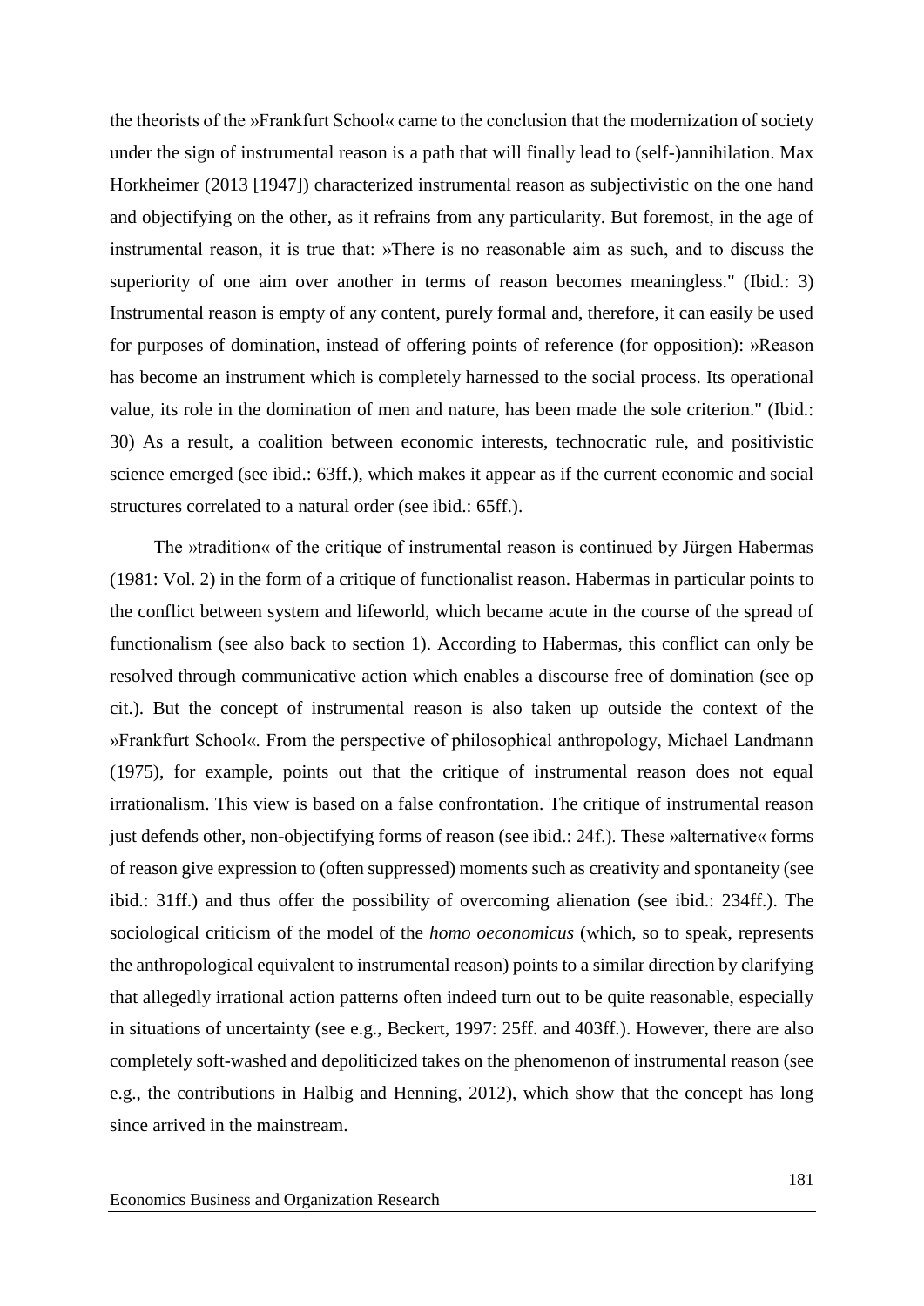the theorists of the »Frankfurt School« came to the conclusion that the modernization of society under the sign of instrumental reason is a path that will finally lead to (self-)annihilation. Max Horkheimer (2013 [1947]) characterized instrumental reason as subjectivistic on the one hand and objectifying on the other, as it refrains from any particularity. But foremost, in the age of instrumental reason, it is true that: »There is no reasonable aim as such, and to discuss the superiority of one aim over another in terms of reason becomes meaningless." (Ibid.: 3) Instrumental reason is empty of any content, purely formal and, therefore, it can easily be used for purposes of domination, instead of offering points of reference (for opposition): »Reason has become an instrument which is completely harnessed to the social process. Its operational value, its role in the domination of men and nature, has been made the sole criterion." (Ibid.: 30) As a result, a coalition between economic interests, technocratic rule, and positivistic science emerged (see ibid.: 63ff.), which makes it appear as if the current economic and social structures correlated to a natural order (see ibid.: 65ff.).

The »tradition« of the critique of instrumental reason is continued by Jürgen Habermas (1981: Vol. 2) in the form of a critique of functionalist reason. Habermas in particular points to the conflict between system and lifeworld, which became acute in the course of the spread of functionalism (see also back to section 1). According to Habermas, this conflict can only be resolved through communicative action which enables a discourse free of domination (see op cit.). But the concept of instrumental reason is also taken up outside the context of the »Frankfurt School«. From the perspective of philosophical anthropology, Michael Landmann (1975), for example, points out that the critique of instrumental reason does not equal irrationalism. This view is based on a false confrontation. The critique of instrumental reason just defends other, non-objectifying forms of reason (see ibid.: 24f.). These »alternative« forms of reason give expression to (often suppressed) moments such as creativity and spontaneity (see ibid.: 31ff.) and thus offer the possibility of overcoming alienation (see ibid.: 234ff.). The sociological criticism of the model of the *homo oeconomicus* (which, so to speak, represents the anthropological equivalent to instrumental reason) points to a similar direction by clarifying that allegedly irrational action patterns often indeed turn out to be quite reasonable, especially in situations of uncertainty (see e.g., Beckert, 1997: 25ff. and 403ff.). However, there are also completely soft-washed and depoliticized takes on the phenomenon of instrumental reason (see e.g., the contributions in Halbig and Henning, 2012), which show that the concept has long since arrived in the mainstream.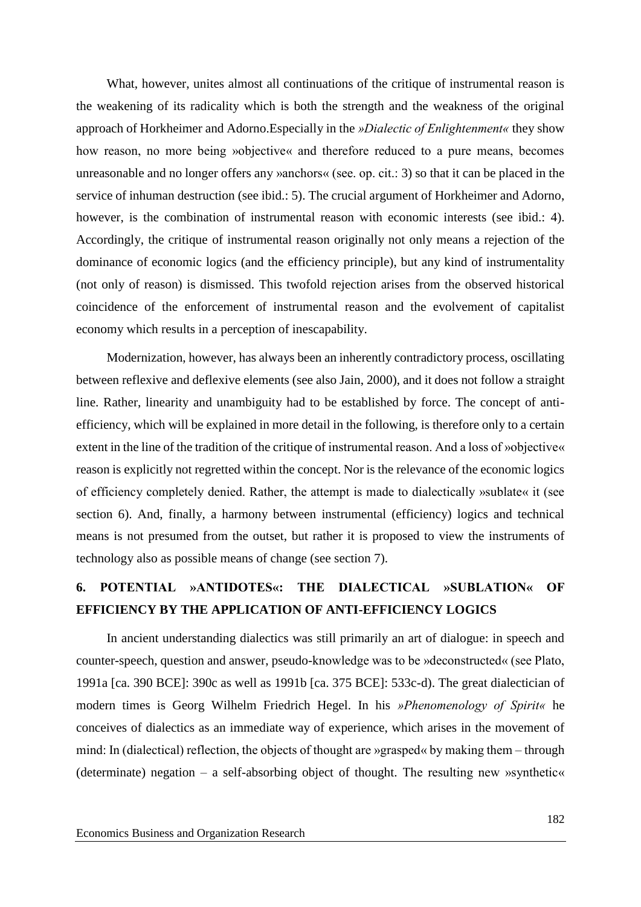What, however, unites almost all continuations of the critique of instrumental reason is the weakening of its radicality which is both the strength and the weakness of the original approach of Horkheimer and Adorno.Especially in the *»Dialectic of Enlightenment«* they show how reason, no more being »objective« and therefore reduced to a pure means, becomes unreasonable and no longer offers any »anchors« (see. op. cit.: 3) so that it can be placed in the service of inhuman destruction (see ibid.: 5). The crucial argument of Horkheimer and Adorno, however, is the combination of instrumental reason with economic interests (see ibid.: 4). Accordingly, the critique of instrumental reason originally not only means a rejection of the dominance of economic logics (and the efficiency principle), but any kind of instrumentality (not only of reason) is dismissed. This twofold rejection arises from the observed historical coincidence of the enforcement of instrumental reason and the evolvement of capitalist economy which results in a perception of inescapability.

Modernization, however, has always been an inherently contradictory process, oscillating between reflexive and deflexive elements (see also Jain, 2000), and it does not follow a straight line. Rather, linearity and unambiguity had to be established by force. The concept of anti-efficiency, which will be explained in more detail in the following, is therefore only to a certain extent in the line of the tradition of the critique of instrumental reason. And a loss of »objective« reason is explicitly not regretted within the concept. Nor is the relevance of the economic logics of efficiency completely denied. Rather, the attempt is made to dialectically »sublate« it (see section 6). And, finally, a harmony between instrumental (efficiency) logics and technical means is not presumed from the outset, but rather it is proposed to view the instruments of technology also as possible means of change (see section 7).

## 6. POTENTIAL »ANTIDOTES«: THE DIALECTICAL »SUBLATION« OF EFFICIENCY BY THE APPLICATION OF ANTI-EFFICIENCY LOGICS

In ancient understanding dialectics was still primarily an art of dialogue: in speech and counter-speech, question and answer, pseudo-knowledge was to be »deconstructed« (see Plato, 1991a [ca. 390 BCE]: 390c as well as 1991b [ca. 375 BCE]: 533c-d). The great dialectician of modern times is Georg Wilhelm Friedrich Hegel. In his *»Phenomenology of Spirit«* he conceives of dialectics as an immediate way of experience, which arises in the movement of mind: In (dialectical) reflection, the objects of thought are »grasped« by making them – through (determinate) negation – a self-absorbing object of thought. The resulting new »synthetic«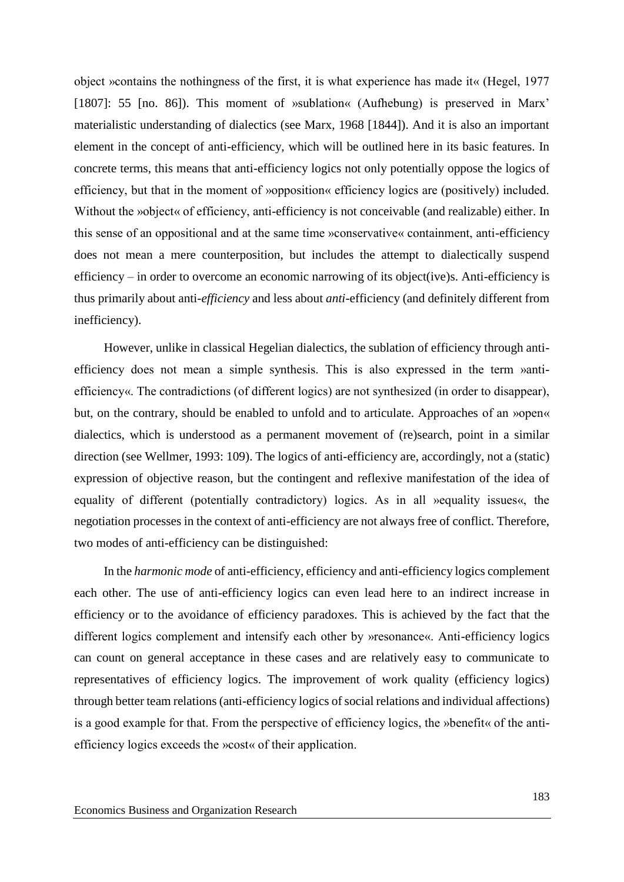object »contains the nothingness of the first, it is what experience has made it« (Hegel, 1977 [1807]: 55 [no. 86]). This moment of »sublation« (Aufhebung) is preserved in Marx' materialistic understanding of dialectics (see Marx, 1968 [1844]). And it is also an important element in the concept of anti-efficiency, which will be outlined here in its basic features. In concrete terms, this means that anti-efficiency logics not only potentially oppose the logics of efficiency, but that in the moment of »opposition« efficiency logics are (positively) included. Without the »object« of efficiency, anti-efficiency is not conceivable (and realizable) either. In this sense of an oppositional and at the same time »conservative« containment, anti-efficiency does not mean a mere counterposition, but includes the attempt to dialectically suspend efficiency – in order to overcome an economic narrowing of its object(ive)s. Anti-efficiency is thus primarily about anti-*efficiency* and less about *anti*-efficiency (and definitely different from inefficiency).

However, unlike in classical Hegelian dialectics, the sublation of efficiency through anti-efficiency does not mean a simple synthesis. This is also expressed in the term »anti-efficiency«. The contradictions (of different logics) are not synthesized (in order to disappear), but, on the contrary, should be enabled to unfold and to articulate. Approaches of an »open« dialectics, which is understood as a permanent movement of (re)search, point in a similar direction (see Wellmer, 1993: 109). The logics of anti-efficiency are, accordingly, not a (static) expression of objective reason, but the contingent and reflexive manifestation of the idea of equality of different (potentially contradictory) logics. As in all »equality issues«, the negotiation processes in the context of anti-efficiency are not always free of conflict. Therefore, two modes of anti-efficiency can be distinguished:

In the *harmonic mode* of anti-efficiency, efficiency and anti-efficiency logics complement each other. The use of anti-efficiency logics can even lead here to an indirect increase in efficiency or to the avoidance of efficiency paradoxes. This is achieved by the fact that the different logics complement and intensify each other by »resonance«. Anti-efficiency logics can count on general acceptance in these cases and are relatively easy to communicate to representatives of efficiency logics. The improvement of work quality (efficiency logics) through better team relations (anti-efficiency logics of social relations and individual affections) is a good example for that. From the perspective of efficiency logics, the »benefit« of the anti-efficiency logics exceeds the »cost« of their application.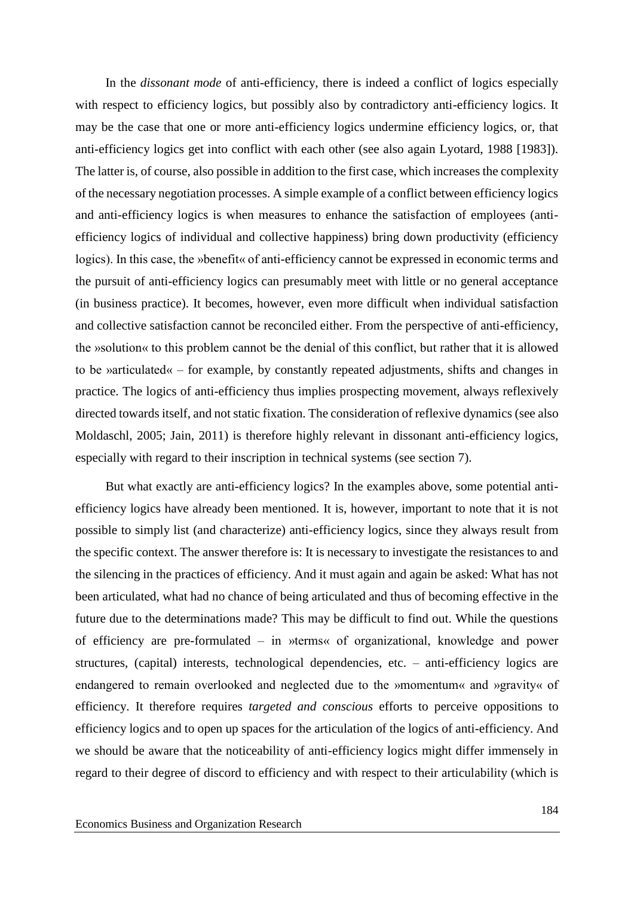In the *dissonant mode* of anti-efficiency, there is indeed a conflict of logics especially with respect to efficiency logics, but possibly also by contradictory anti-efficiency logics. It may be the case that one or more anti-efficiency logics undermine efficiency logics, or, that anti-efficiency logics get into conflict with each other (see also again Lyotard, 1988 [1983]). The latter is, of course, also possible in addition to the first case, which increases the complexity of the necessary negotiation processes. A simple example of a conflict between efficiency logics and anti-efficiency logics is when measures to enhance the satisfaction of employees (anti-efficiency logics of individual and collective happiness) bring down productivity (efficiency logics). In this case, the »benefit« of anti-efficiency cannot be expressed in economic terms and the pursuit of anti-efficiency logics can presumably meet with little or no general acceptance (in business practice). It becomes, however, even more difficult when individual satisfaction and collective satisfaction cannot be reconciled either. From the perspective of anti-efficiency, the »solution« to this problem cannot be the denial of this conflict, but rather that it is allowed to be »articulated« – for example, by constantly repeated adjustments, shifts and changes in practice. The logics of anti-efficiency thus implies prospecting movement, always reflexively directed towards itself, and not static fixation. The consideration of reflexive dynamics (see also Moldaschl, 2005; Jain, 2011) is therefore highly relevant in dissonant anti-efficiency logics, especially with regard to their inscription in technical systems (see section 7).

But what exactly are anti-efficiency logics? In the examples above, some potential anti-efficiency logics have already been mentioned. It is, however, important to note that it is not possible to simply list (and characterize) anti-efficiency logics, since they always result from the specific context. The answer therefore is: It is necessary to investigate the resistances to and the silencing in the practices of efficiency. And it must again and again be asked: What has not been articulated, what had no chance of being articulated and thus of becoming effective in the future due to the determinations made? This may be difficult to find out. While the questions of efficiency are pre-formulated – in »terms« of organizational, knowledge and power structures, (capital) interests, technological dependencies, etc. – anti-efficiency logics are endangered to remain overlooked and neglected due to the »momentum« and »gravity« of efficiency. It therefore requires *targeted and conscious* efforts to perceive oppositions to efficiency logics and to open up spaces for the articulation of the logics of anti-efficiency. And we should be aware that the noticeability of anti-efficiency logics might differ immensely in regard to their degree of discord to efficiency and with respect to their articulability (which is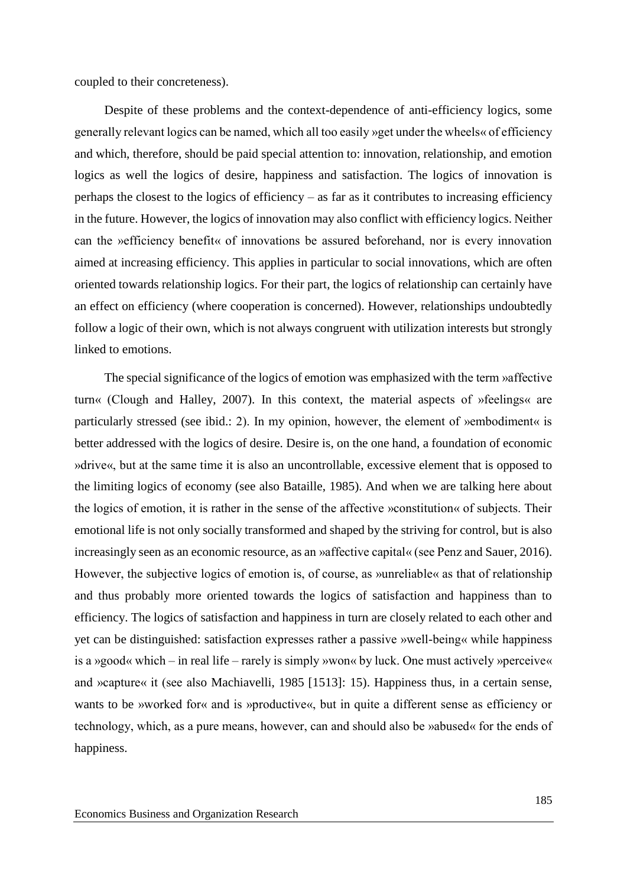coupled to their concreteness).

Despite of these problems and the context-dependence of anti-efficiency logics, some generally relevant logics can be named, which all too easily »get under the wheels« of efficiency and which, therefore, should be paid special attention to: innovation, relationship, and emotion logics as well the logics of desire, happiness and satisfaction. The logics of innovation is perhaps the closest to the logics of efficiency – as far as it contributes to increasing efficiency in the future. However, the logics of innovation may also conflict with efficiency logics. Neither can the »efficiency benefit« of innovations be assured beforehand, nor is every innovation aimed at increasing efficiency. This applies in particular to social innovations, which are often oriented towards relationship logics. For their part, the logics of relationship can certainly have an effect on efficiency (where cooperation is concerned). However, relationships undoubtedly follow a logic of their own, which is not always congruent with utilization interests but strongly linked to emotions.

The special significance of the logics of emotion was emphasized with the term »affective turn« (Clough and Halley, 2007). In this context, the material aspects of »feelings« are particularly stressed (see ibid.: 2). In my opinion, however, the element of »embodiment« is better addressed with the logics of desire. Desire is, on the one hand, a foundation of economic »drive«, but at the same time it is also an uncontrollable, excessive element that is opposed to the limiting logics of economy (see also Bataille, 1985). And when we are talking here about the logics of emotion, it is rather in the sense of the affective »constitution« of subjects. Their emotional life is not only socially transformed and shaped by the striving for control, but is also increasingly seen as an economic resource, as an »affective capital« (see Penz and Sauer, 2016). However, the subjective logics of emotion is, of course, as »unreliable« as that of relationship and thus probably more oriented towards the logics of satisfaction and happiness than to efficiency. The logics of satisfaction and happiness in turn are closely related to each other and yet can be distinguished: satisfaction expresses rather a passive »well-being« while happiness is a »good« which – in real life – rarely is simply »won« by luck. One must actively »perceive« and »capture« it (see also Machiavelli, 1985 [1513]: 15). Happiness thus, in a certain sense, wants to be »worked for« and is »productive«, but in quite a different sense as efficiency or technology, which, as a pure means, however, can and should also be »abused« for the ends of happiness.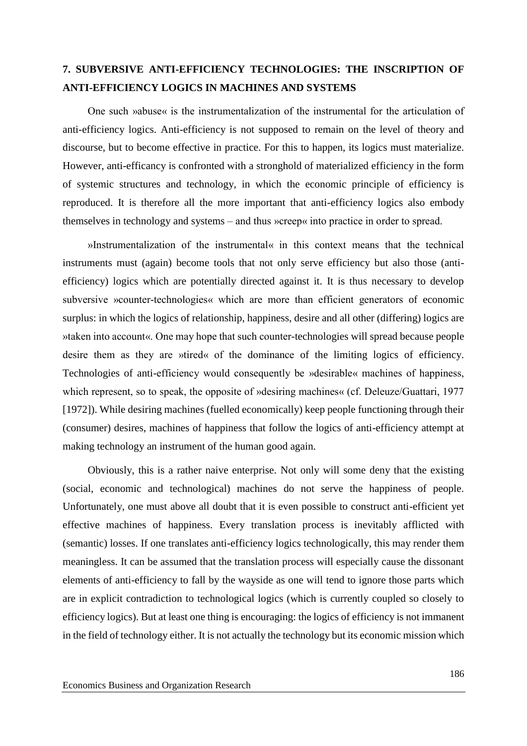## 7. SUBVERSIVE ANTI-EFFICIENCY TECHNOLOGIES: THE INSCRIPTION OF ANTI-EFFICIENCY LOGICS IN MACHINES AND SYSTEMS

One such »abuse« is the instrumentalization of the instrumental for the articulation of anti-efficiency logics. Anti-efficiency is not supposed to remain on the level of theory and discourse, but to become effective in practice. For this to happen, its logics must materialize. However, anti-efficancy is confronted with a stronghold of materialized efficiency in the form of systemic structures and technology, in which the economic principle of efficiency is reproduced. It is therefore all the more important that anti-efficiency logics also embody themselves in technology and systems – and thus »creep« into practice in order to spread.

»Instrumentalization of the instrumental« in this context means that the technical instruments must (again) become tools that not only serve efficiency but also those (anti-efficiency) logics which are potentially directed against it. It is thus necessary to develop subversive »counter-technologies« which are more than efficient generators of economic surplus: in which the logics of relationship, happiness, desire and all other (differing) logics are »taken into account«. One may hope that such counter-technologies will spread because people desire them as they are »tired« of the dominance of the limiting logics of efficiency. Technologies of anti-efficiency would consequently be »desirable« machines of happiness, which represent, so to speak, the opposite of »desiring machines« (cf. Deleuze/Guattari, 1977 [1972]). While desiring machines (fuelled economically) keep people functioning through their (consumer) desires, machines of happiness that follow the logics of anti-efficiency attempt at making technology an instrument of the human good again.

Obviously, this is a rather naive enterprise. Not only will some deny that the existing (social, economic and technological) machines do not serve the happiness of people. Unfortunately, one must above all doubt that it is even possible to construct anti-efficient yet effective machines of happiness. Every translation process is inevitably afflicted with (semantic) losses. If one translates anti-efficiency logics technologically, this may render them meaningless. It can be assumed that the translation process will especially cause the dissonant elements of anti-efficiency to fall by the wayside as one will tend to ignore those parts which are in explicit contradiction to technological logics (which is currently coupled so closely to efficiency logics). But at least one thing is encouraging: the logics of efficiency is not immanent in the field of technology either. It is not actually the technology but its economic mission which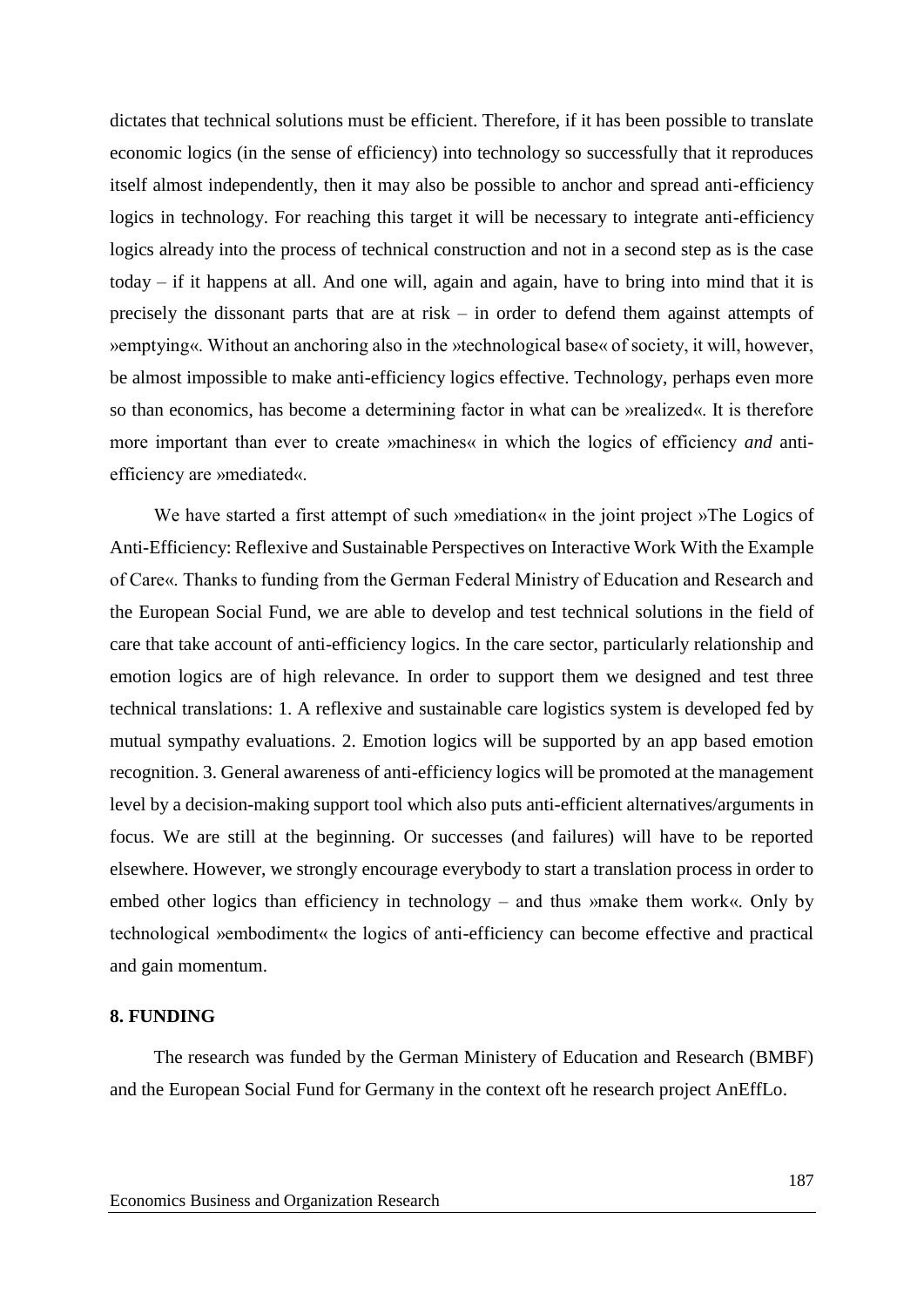dictates that technical solutions must be efficient. Therefore, if it has been possible to translate economic logics (in the sense of efficiency) into technology so successfully that it reproduces itself almost independently, then it may also be possible to anchor and spread anti-efficiency logics in technology. For reaching this target it will be necessary to integrate anti-efficiency logics already into the process of technical construction and not in a second step as is the case today – if it happens at all. And one will, again and again, have to bring into mind that it is precisely the dissonant parts that are at risk – in order to defend them against attempts of »emptying«. Without an anchoring also in the »technological base« of society, it will, however, be almost impossible to make anti-efficiency logics effective. Technology, perhaps even more so than economics, has become a determining factor in what can be »realized«. It is therefore more important than ever to create »machines« in which the logics of efficiency *and* anti-efficiency are »mediated«.

We have started a first attempt of such »mediation« in the joint project »The Logics of Anti-Efficiency: Reflexive and Sustainable Perspectives on Interactive Work With the Example of Care«. Thanks to funding from the German Federal Ministry of Education and Research and the European Social Fund, we are able to develop and test technical solutions in the field of care that take account of anti-efficiency logics. In the care sector, particularly relationship and emotion logics are of high relevance. In order to support them we designed and test three technical translations: 1. A reflexive and sustainable care logistics system is developed fed by mutual sympathy evaluations. 2. Emotion logics will be supported by an app based emotion recognition. 3. General awareness of anti-efficiency logics will be promoted at the management level by a decision-making support tool which also puts anti-efficient alternatives/arguments in focus. We are still at the beginning. Or successes (and failures) will have to be reported elsewhere. However, we strongly encourage everybody to start a translation process in order to embed other logics than efficiency in technology – and thus »make them work«. Only by technological »embodiment« the logics of anti-efficiency can become effective and practical and gain momentum.

## 8. FUNDING

The research was funded by the German Ministery of Education and Research (BMBF) and the European Social Fund for Germany in the context oft he research project AnEffLo.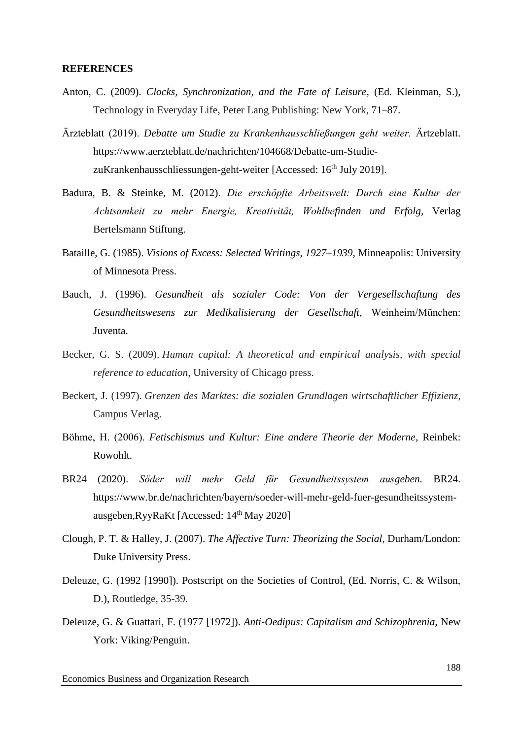**REFERENCES**

Anton, C. (2009). *Clocks, Synchronization, and the Fate of Leisure*, (Ed. Kleinman, S.), Technology in Everyday Life, Peter Lang Publishing: New York, 71–87.

Ärzteblatt (2019). *Debatte um Studie zu Krankenhausschließungen geht weiter.* Ärtzeblatt. https://www.aerzteblatt.de/nachrichten/104668/Debatte-um-Studie-zuKrankenhausschliessungen-geht-weiter [Accessed: 16th July 2019].

Badura, B. & Steinke, M. (2012). *Die erschöpfte Arbeitswelt: Durch eine Kultur der Achtsamkeit zu mehr Energie, Kreativität, Wohlbefinden und Erfolg*, Verlag Bertelsmann Stiftung.

Bataille, G. (1985). *Visions of Excess: Selected Writings, 1927–1939*, Minneapolis: University of Minnesota Press.

Bauch, J. (1996). *Gesundheit als sozialer Code: Von der Vergesellschaftung des Gesundheitswesens zur Medikalisierung der Gesellschaft*, Weinheim/München: Juventa.

Becker, G. S. (2009). *Human capital: A theoretical and empirical analysis, with special reference to education*, University of Chicago press.

Beckert, J. (1997). *Grenzen des Marktes: die sozialen Grundlagen wirtschaftlicher Effizienz*, Campus Verlag.

Böhme, H. (2006). *Fetischismus und Kultur: Eine andere Theorie der Moderne*, Reinbek: Rowohlt.

BR24 (2020). *Söder will mehr Geld für Gesundheitssystem ausgeben.* BR24. https://www.br.de/nachrichten/bayern/soeder-will-mehr-geld-fuer-gesundheitssystem-ausgeben,RyyRaKt [Accessed: 14th May 2020]

Clough, P. T. & Halley, J. (2007). *The Affective Turn: Theorizing the Social*, Durham/London: Duke University Press.

Deleuze, G. (1992 [1990]). Postscript on the Societies of Control, (Ed. Norris, C. & Wilson, D.), Routledge, 35-39.

Deleuze, G. & Guattari, F. (1977 [1972]). *Anti-Oedipus: Capitalism and Schizophrenia*, New York: Viking/Penguin.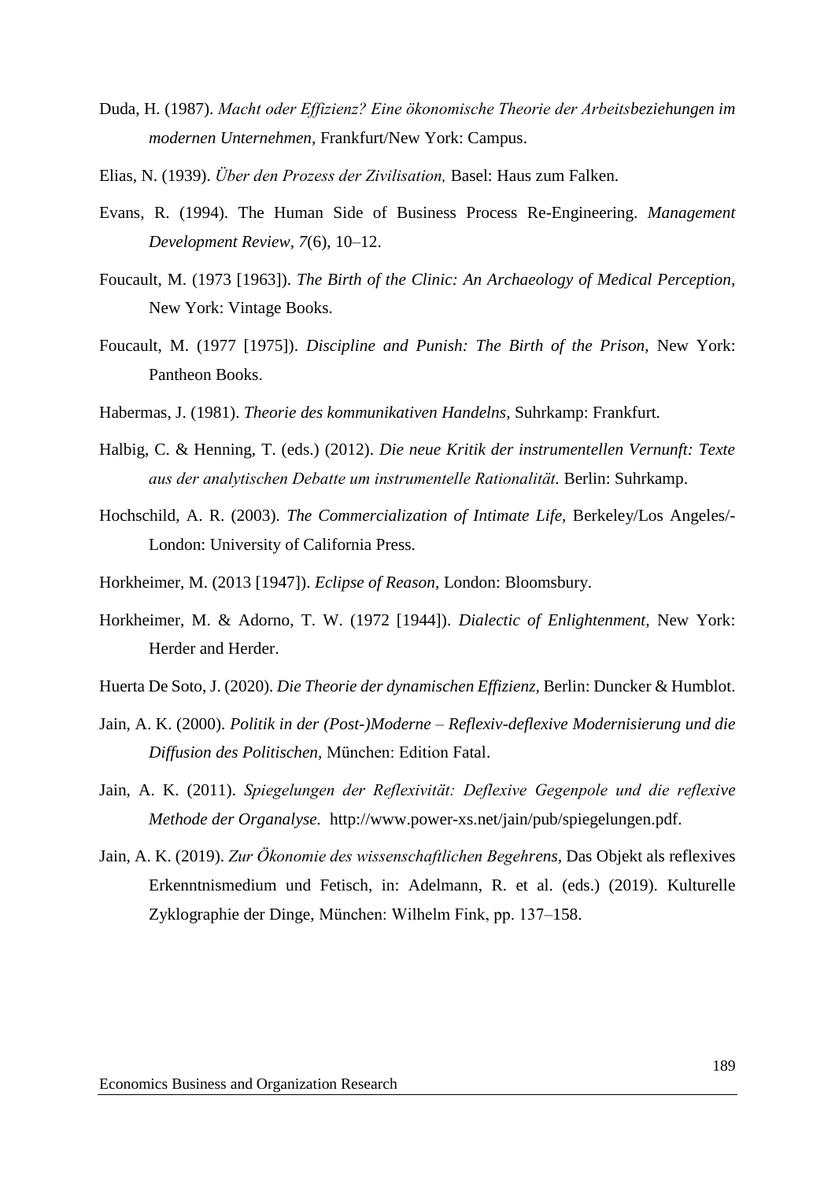Duda, H. (1987). *Macht oder Effizienz? Eine ökonomische Theorie der Arbeitsbeziehungen im modernen Unternehmen,* Frankfurt/New York: Campus.

Elias, N. (1939). *Über den Prozess der Zivilisation,* Basel: Haus zum Falken.

Evans, R. (1994). The Human Side of Business Process Re-Engineering. *Management Development Review, 7*(6), 10–12.

Foucault, M. (1973 [1963]). *The Birth of the Clinic: An Archaeology of Medical Perception,* New York: Vintage Books.

Foucault, M. (1977 [1975]). *Discipline and Punish: The Birth of the Prison,* New York: Pantheon Books.

Habermas, J. (1981). *Theorie des kommunikativen Handelns,* Suhrkamp: Frankfurt.

Halbig, C. & Henning, T. (eds.) (2012). *Die neue Kritik der instrumentellen Vernunft: Texte aus der analytischen Debatte um instrumentelle Rationalität.* Berlin: Suhrkamp.

Hochschild, A. R. (2003). *The Commercialization of Intimate Life,* Berkeley/Los Angeles/-London: University of California Press.

Horkheimer, M. (2013 [1947]). *Eclipse of Reason,* London: Bloomsbury.

Horkheimer, M. & Adorno, T. W. (1972 [1944]). *Dialectic of Enlightenment,* New York: Herder and Herder.

Huerta De Soto, J. (2020). *Die Theorie der dynamischen Effizienz,* Berlin: Duncker & Humblot.

Jain, A. K. (2000). *Politik in der (Post-)Moderne – Reflexiv-deflexive Modernisierung und die Diffusion des Politischen,* München: Edition Fatal.

Jain, A. K. (2011). *Spiegelungen der Reflexivität: Deflexive Gegenpole und die reflexive Methode der Organalyse.* http://www.power-xs.net/jain/pub/spiegelungen.pdf.

Jain, A. K. (2019). *Zur Ökonomie des wissenschaftlichen Begehrens,* Das Objekt als reflexives Erkenntnismedium und Fetisch, in: Adelmann, R. et al. (eds.) (2019). Kulturelle Zyklographie der Dinge, München: Wilhelm Fink, pp. 137–158.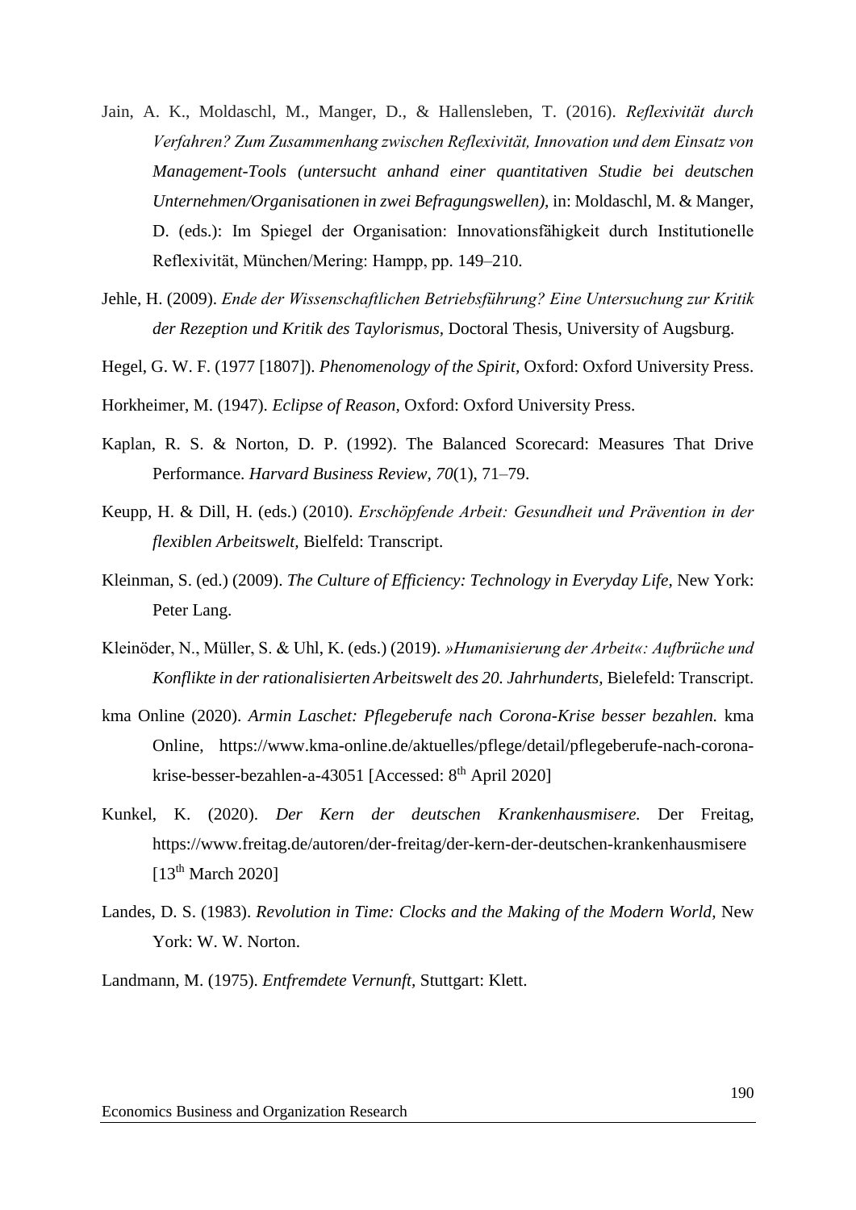Jain, A. K., Moldaschl, M., Manger, D., & Hallensleben, T. (2016). *Reflexivität durch Verfahren? Zum Zusammenhang zwischen Reflexivität, Innovation und dem Einsatz von Management-Tools (untersucht anhand einer quantitativen Studie bei deutschen Unternehmen/Organisationen in zwei Befragungswellen),* in: Moldaschl, M. & Manger, D. (eds.): Im Spiegel der Organisation: Innovationsfähigkeit durch Institutionelle Reflexivität, München/Mering: Hampp, pp. 149–210.

Jehle, H. (2009). *Ende der Wissenschaftlichen Betriebsführung? Eine Untersuchung zur Kritik der Rezeption und Kritik des Taylorismus*, Doctoral Thesis, University of Augsburg.

Hegel, G. W. F. (1977 [1807]). *Phenomenology of the Spirit*, Oxford: Oxford University Press.

Horkheimer, M. (1947). *Eclipse of Reason,* Oxford: Oxford University Press.

Kaplan, R. S. & Norton, D. P. (1992). The Balanced Scorecard: Measures That Drive Performance. *Harvard Business Review, 70*(1), 71–79.

Keupp, H. & Dill, H. (eds.) (2010). *Erschöpfende Arbeit: Gesundheit und Prävention in der flexiblen Arbeitswelt,* Bielfeld: Transcript.

Kleinman, S. (ed.) (2009). *The Culture of Efficiency: Technology in Everyday Life*, New York: Peter Lang.

Kleinöder, N., Müller, S. & Uhl, K. (eds.) (2019). *»Humanisierung der Arbeit«: Aufbrüche und Konflikte in der rationalisierten Arbeitswelt des 20. Jahrhunderts,* Bielefeld: Transcript.

kma Online (2020). *Armin Laschet: Pflegeberufe nach Corona-Krise besser bezahlen.* kma Online, https://www.kma-online.de/aktuelles/pflege/detail/pflegeberufe-nach-corona-krise-besser-bezahlen-a-43051 [Accessed: 8th April 2020]

Kunkel, K. (2020). *Der Kern der deutschen Krankenhausmisere.* Der Freitag, https://www.freitag.de/autoren/der-freitag/der-kern-der-deutschen-krankenhausmisere [13th March 2020]

Landes, D. S. (1983). *Revolution in Time: Clocks and the Making of the Modern World,* New York: W. W. Norton.

Landmann, M. (1975). *Entfremdete Vernunft,* Stuttgart: Klett.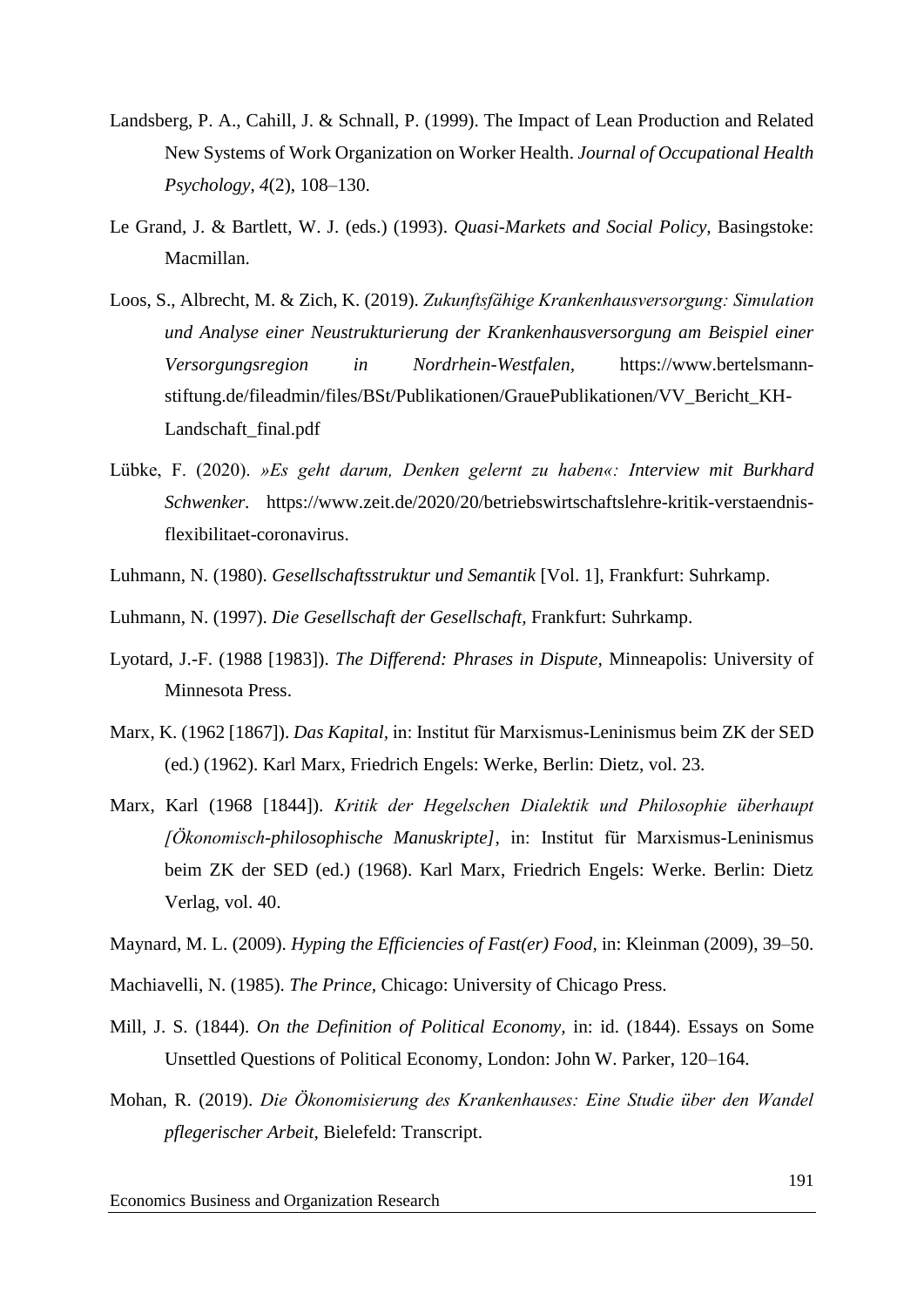Landsberg, P. A., Cahill, J. & Schnall, P. (1999). The Impact of Lean Production and Related New Systems of Work Organization on Worker Health. *Journal of Occupational Health Psychology*, *4*(2), 108–130.

Le Grand, J. & Bartlett, W. J. (eds.) (1993). *Quasi-Markets and Social Policy,* Basingstoke: Macmillan.

Loos, S., Albrecht, M. & Zich, K. (2019). *Zukunftsfähige Krankenhausversorgung: Simulation und Analyse einer Neustrukturierung der Krankenhausversorgung am Beispiel einer Versorgungsregion in Nordrhein-Westfalen,* https://www.bertelsmann-stiftung.de/fileadmin/files/BSt/Publikationen/GrauePublikationen/VV_Bericht_KH-Landschaft_final.pdf

Lübke, F. (2020). *»Es geht darum, Denken gelernt zu haben«: Interview mit Burkhard Schwenker.* https://www.zeit.de/2020/20/betriebswirtschaftslehre-kritik-verstaendnis-flexibilitaet-coronavirus.

Luhmann, N. (1980). *Gesellschaftsstruktur und Semantik* [Vol. 1], Frankfurt: Suhrkamp.

Luhmann, N. (1997). *Die Gesellschaft der Gesellschaft,* Frankfurt: Suhrkamp.

Lyotard, J.-F. (1988 [1983]). *The Differend: Phrases in Dispute,* Minneapolis: University of Minnesota Press.

Marx, K. (1962 [1867]). *Das Kapital*, in: Institut für Marxismus-Leninismus beim ZK der SED (ed.) (1962). Karl Marx, Friedrich Engels: Werke, Berlin: Dietz, vol. 23.

Marx, Karl (1968 [1844]). *Kritik der Hegelschen Dialektik und Philosophie überhaupt [Ökonomisch-philosophische Manuskripte]*, in: Institut für Marxismus-Leninismus beim ZK der SED (ed.) (1968). Karl Marx, Friedrich Engels: Werke. Berlin: Dietz Verlag, vol. 40.

Maynard, M. L. (2009). *Hyping the Efficiencies of Fast(er) Food*, in: Kleinman (2009), 39–50.

Machiavelli, N. (1985). *The Prince,* Chicago: University of Chicago Press.

Mill, J. S. (1844). *On the Definition of Political Economy,* in: id. (1844). Essays on Some Unsettled Questions of Political Economy, London: John W. Parker, 120–164.

Mohan, R. (2019). *Die Ökonomisierung des Krankenhauses: Eine Studie über den Wandel pflegerischer Arbeit,* Bielefeld: Transcript.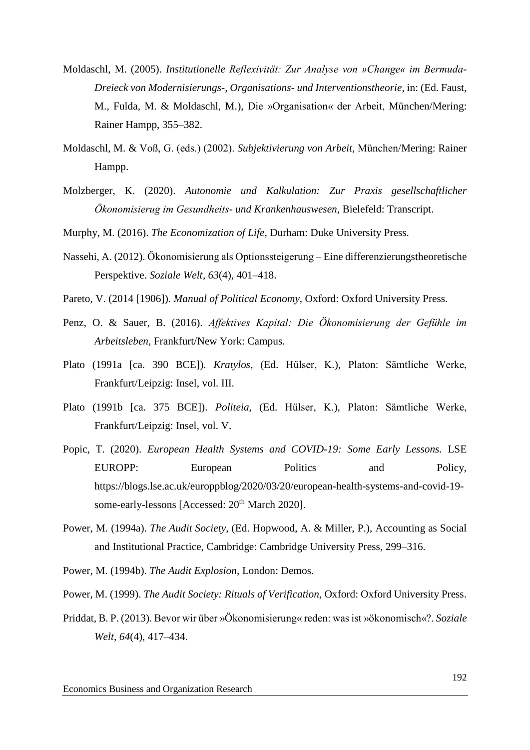Moldaschl, M. (2005). *Institutionelle Reflexivität: Zur Analyse von »Change« im Bermuda-Dreieck von Modernisierungs-, Organisations- und Interventionstheorie,* in: (Ed. Faust, M., Fulda, M. & Moldaschl, M.), Die »Organisation« der Arbeit, München/Mering: Rainer Hampp, 355–382.

Moldaschl, M. & Voß, G. (eds.) (2002). *Subjektivierung von Arbeit,* München/Mering: Rainer Hampp.

Molzberger, K. (2020). *Autonomie und Kalkulation: Zur Praxis gesellschaftlicher Ökonomisierug im Gesundheits- und Krankenhauswesen,* Bielefeld: Transcript.

Murphy, M. (2016). *The Economization of Life,* Durham: Duke University Press.

Nassehi, A. (2012). Ökonomisierung als Optionssteigerung – Eine differenzierungstheoretische Perspektive. *Soziale Welt, 63*(4), 401–418.

Pareto, V. (2014 [1906]). *Manual of Political Economy,* Oxford: Oxford University Press.

Penz, O. & Sauer, B. (2016). *Affektives Kapital: Die Ökonomisierung der Gefühle im Arbeitsleben,* Frankfurt/New York: Campus.

Plato (1991a [ca. 390 BCE]). *Kratylos,* (Ed. Hülser, K.), Platon: Sämtliche Werke, Frankfurt/Leipzig: Insel, vol. III.

Plato (1991b [ca. 375 BCE]). *Politeia,* (Ed. Hülser, K.), Platon: Sämtliche Werke, Frankfurt/Leipzig: Insel, vol. V.

Popic, T. (2020). *European Health Systems and COVID-19: Some Early Lessons.* LSE EUROPP: European Politics and Policy, https://blogs.lse.ac.uk/europpblog/2020/03/20/european-health-systems-and-covid-19-some-early-lessons [Accessed: 20th March 2020].

Power, M. (1994a). *The Audit Society,* (Ed. Hopwood, A. & Miller, P.), Accounting as Social and Institutional Practice, Cambridge: Cambridge University Press, 299–316.

Power, M. (1994b). *The Audit Explosion,* London: Demos.

Power, M. (1999). *The Audit Society: Rituals of Verification,* Oxford: Oxford University Press.

Priddat, B. P. (2013). Bevor wir über »Ökonomisierung« reden: was ist »ökonomisch«?. *Soziale Welt, 64*(4), 417–434.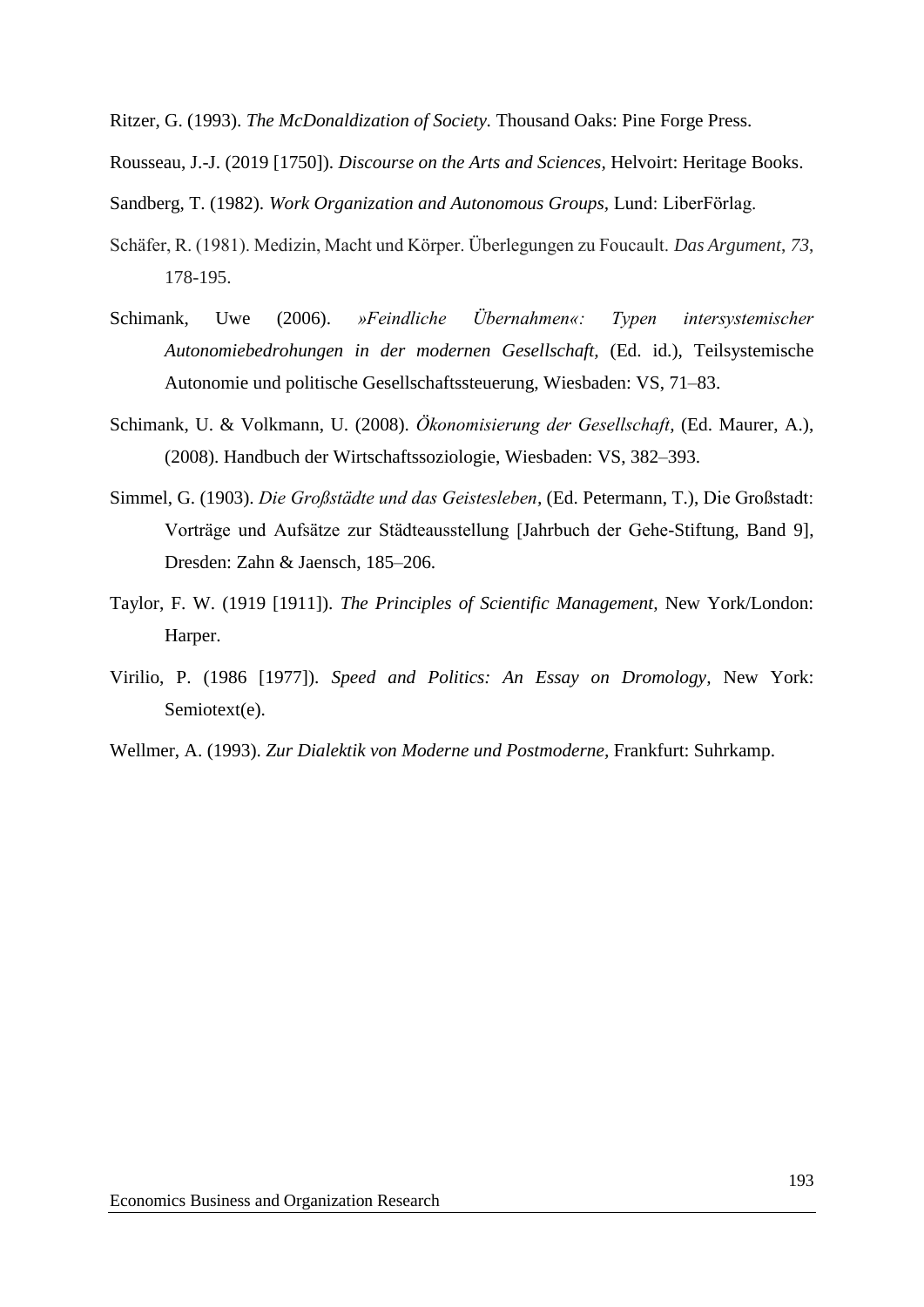Ritzer, G. (1993). *The McDonaldization of Society.* Thousand Oaks: Pine Forge Press.

Rousseau, J.-J. (2019 [1750]). *Discourse on the Arts and Sciences*, Helvoirt: Heritage Books.

Sandberg, T. (1982). *Work Organization and Autonomous Groups*, Lund: LiberFörlag.

Schäfer, R. (1981). Medizin, Macht und Körper. Überlegungen zu Foucault. *Das Argument*, *73*, 178-195.

Schimank, Uwe (2006). *»Feindliche Übernahmen«: Typen intersystemischer Autonomiebedrohungen in der modernen Gesellschaft*, (Ed. id.), Teilsystemische Autonomie und politische Gesellschaftssteuerung, Wiesbaden: VS, 71–83.

Schimank, U. & Volkmann, U. (2008). *Ökonomisierung der Gesellschaft,* (Ed. Maurer, A.), (2008). Handbuch der Wirtschaftssoziologie, Wiesbaden: VS, 382–393.

Simmel, G. (1903). *Die Großstädte und das Geistesleben*, (Ed. Petermann, T.), Die Großstadt: Vorträge und Aufsätze zur Städteausstellung [Jahrbuch der Gehe-Stiftung, Band 9], Dresden: Zahn & Jaensch, 185–206.

Taylor, F. W. (1919 [1911]). *The Principles of Scientific Management*, New York/London: Harper.

Virilio, P. (1986 [1977]). *Speed and Politics: An Essay on Dromology*, New York: Semiotext(e).

Wellmer, A. (1993). *Zur Dialektik von Moderne und Postmoderne*, Frankfurt: Suhrkamp.